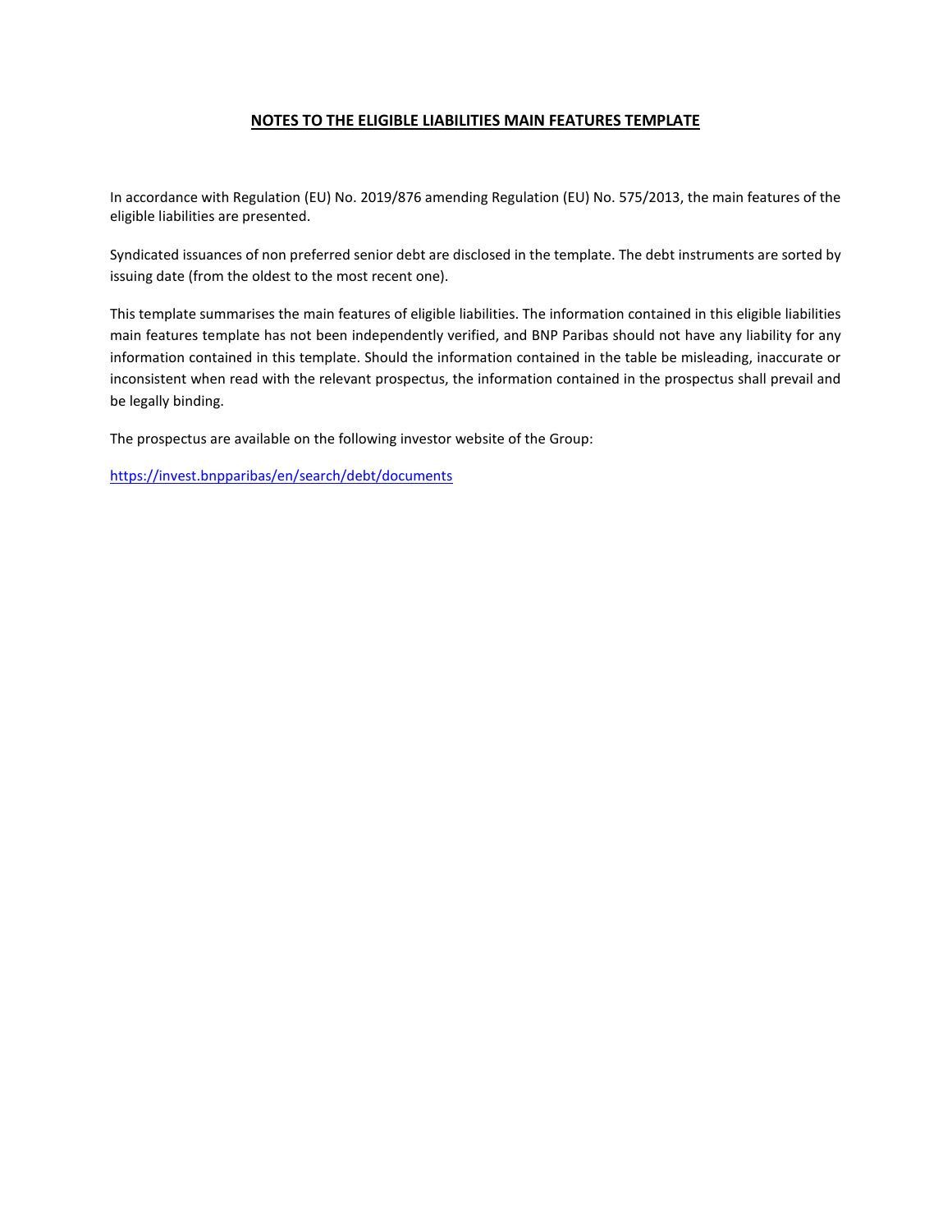# NOTES TO THE ELIGIBLE LIABILITIES MAIN FEATURES TEMPLATE

In accordance with Regulation (EU) No. 2019/876 amending Regulation (EU) No. 575/2013, the main features of the eligible liabilities are presented.

Syndicated issuances of non preferred senior debt are disclosed in the template. The debt instruments are sorted by issuing date (from the oldest to the most recent one).

This template summarises the main features of eligible liabilities. The information contained in this eligible liabilities main features template has not been independently verified, and BNP Paribas should not have any liability for any information contained in this template. Should the information contained in the table be misleading, inaccurate or inconsistent when read with the relevant prospectus, the information contained in the prospectus shall prevail and be legally binding.

The prospectus are available on the following investor website of the Group:

https://invest.bnpparibas/en/search/debt/documents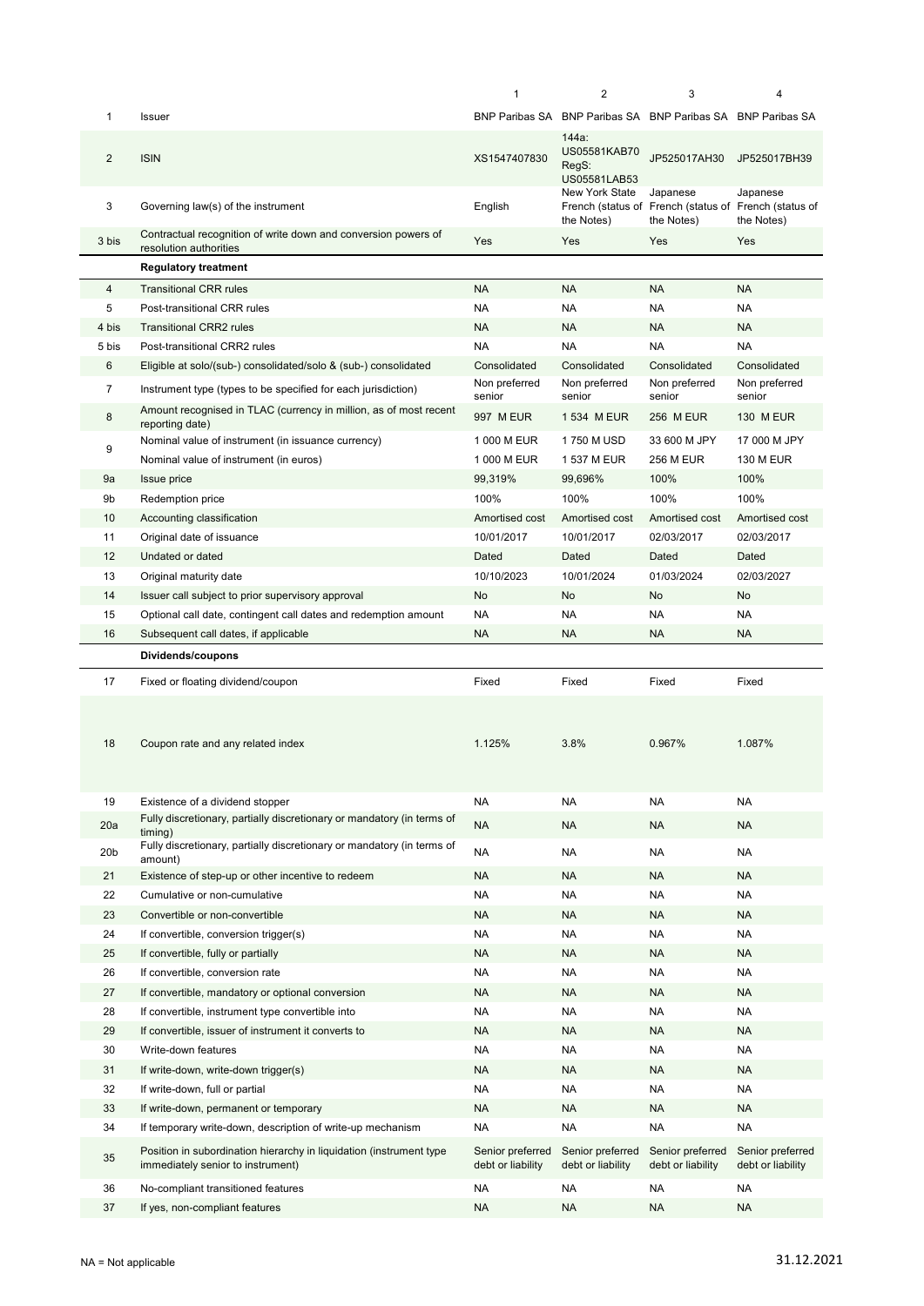| | | 1 | 2 | 3 | 4 |
|---|---|---|---|---|---|
| 1 | Issuer | BNP Paribas SA | BNP Paribas SA | BNP Paribas SA | BNP Paribas SA |
| 2 | ISIN | XS1547407830 | 144a: US05581KAB70 RegS: US05581LAB53 | JP525017AH30 | JP525017BH39 |
| 3 | Governing law(s) of the instrument | English | New York State French (status of the Notes) | Japanese French (status of the Notes) | Japanese French (status of the Notes) |
| 3 bis | Contractual recognition of write down and conversion powers of resolution authorities | Yes | Yes | Yes | Yes |
| | **Regulatory treatment** | | | | |
| 4 | Transitional CRR rules | NA | NA | NA | NA |
| 5 | Post-transitional CRR rules | NA | NA | NA | NA |
| 4 bis | Transitional CRR2 rules | NA | NA | NA | NA |
| 5 bis | Post-transitional CRR2 rules | NA | NA | NA | NA |
| 6 | Eligible at solo/(sub-) consolidated/solo & (sub-) consolidated | Consolidated | Consolidated | Consolidated | Consolidated |
| 7 | Instrument type (types to be specified for each jurisdiction) | Non preferred senior | Non preferred senior | Non preferred senior | Non preferred senior |
| 8 | Amount recognised in TLAC (currency in million, as of most recent reporting date) | 997 M EUR | 1 534 M EUR | 256 M EUR | 130 M EUR |
| 9 | Nominal value of instrument (in issuance currency) | 1 000 M EUR | 1 750 M USD | 33 600 M JPY | 17 000 M JPY |
| | Nominal value of instrument (in euros) | 1 000 M EUR | 1 537 M EUR | 256 M EUR | 130 M EUR |
| 9a | Issue price | 99,319% | 99,696% | 100% | 100% |
| 9b | Redemption price | 100% | 100% | 100% | 100% |
| 10 | Accounting classification | Amortised cost | Amortised cost | Amortised cost | Amortised cost |
| 11 | Original date of issuance | 10/01/2017 | 10/01/2017 | 02/03/2017 | 02/03/2017 |
| 12 | Undated or dated | Dated | Dated | Dated | Dated |
| 13 | Original maturity date | 10/10/2023 | 10/01/2024 | 01/03/2024 | 02/03/2027 |
| 14 | Issuer call subject to prior supervisory approval | No | No | No | No |
| 15 | Optional call date, contingent call dates and redemption amount | NA | NA | NA | NA |
| 16 | Subsequent call dates, if applicable | NA | NA | NA | NA |
| | **Dividends/coupons** | | | | |
| 17 | Fixed or floating dividend/coupon | Fixed | Fixed | Fixed | Fixed |
| 18 | Coupon rate and any related index | 1.125% | 3.8% | 0.967% | 1.087% |
| 19 | Existence of a dividend stopper | NA | NA | NA | NA |
| 20a | Fully discretionary, partially discretionary or mandatory (in terms of timing) | NA | NA | NA | NA |
| 20b | Fully discretionary, partially discretionary or mandatory (in terms of amount) | NA | NA | NA | NA |
| 21 | Existence of step-up or other incentive to redeem | NA | NA | NA | NA |
| 22 | Cumulative or non-cumulative | NA | NA | NA | NA |
| 23 | Convertible or non-convertible | NA | NA | NA | NA |
| 24 | If convertible, conversion trigger(s) | NA | NA | NA | NA |
| 25 | If convertible, fully or partially | NA | NA | NA | NA |
| 26 | If convertible, conversion rate | NA | NA | NA | NA |
| 27 | If convertible, mandatory or optional conversion | NA | NA | NA | NA |
| 28 | If convertible, instrument type convertible into | NA | NA | NA | NA |
| 29 | If convertible, issuer of instrument it converts to | NA | NA | NA | NA |
| 30 | Write-down features | NA | NA | NA | NA |
| 31 | If write-down, write-down trigger(s) | NA | NA | NA | NA |
| 32 | If write-down, full or partial | NA | NA | NA | NA |
| 33 | If write-down, permanent or temporary | NA | NA | NA | NA |
| 34 | If temporary write-down, description of write-up mechanism | NA | NA | NA | NA |
| 35 | Position in subordination hierarchy in liquidation (instrument type immediately senior to instrument) | Senior preferred debt or liability | Senior preferred debt or liability | Senior preferred debt or liability | Senior preferred debt or liability |
| 36 | No-compliant transitioned features | NA | NA | NA | NA |
| 37 | If yes, non-compliant features | NA | NA | NA | NA |

NA = Not applicable

31.12.2021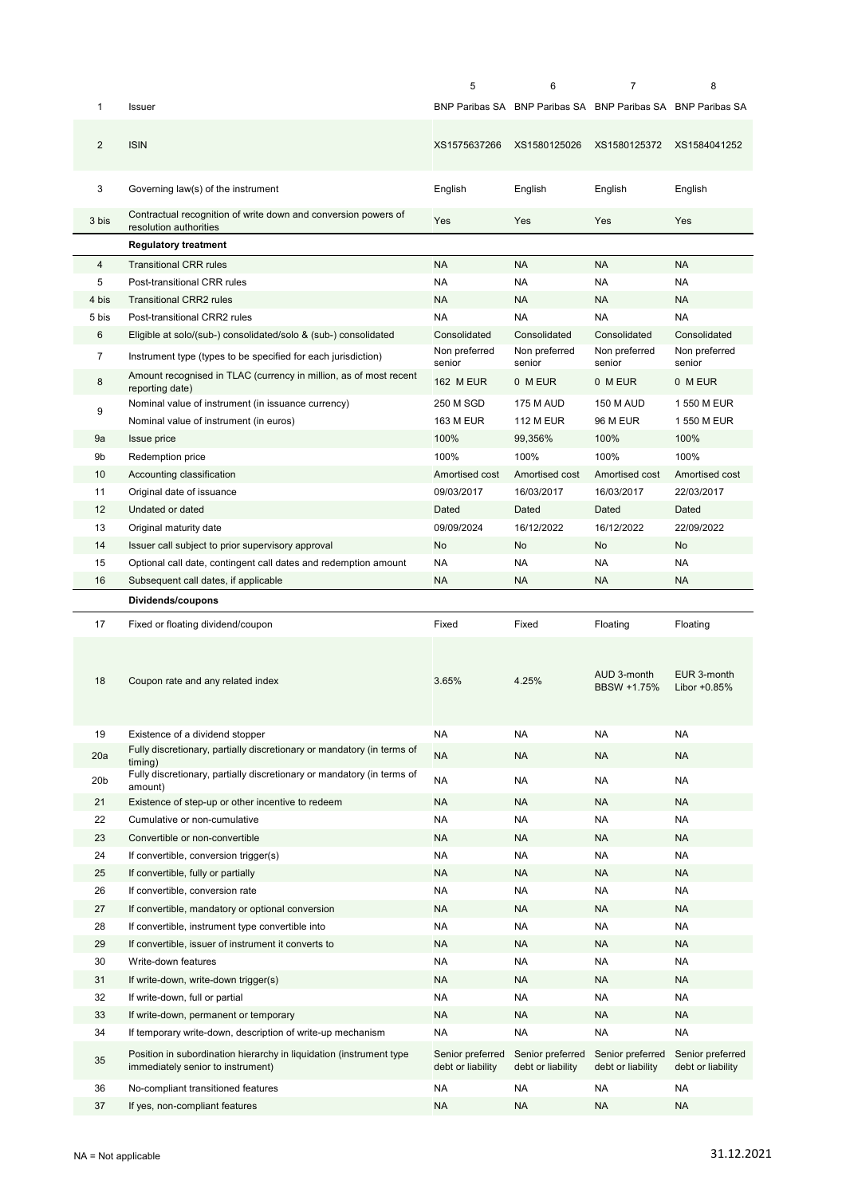| | | 5 | 6 | 7 | 8 |
|---|---|---|---|---|---|
| 1 | Issuer | BNP Paribas SA | BNP Paribas SA | BNP Paribas SA | BNP Paribas SA |
| 2 | ISIN | XS1575637266 | XS1580125026 | XS1580125372 | XS1584041252 |
| 3 | Governing law(s) of the instrument | English | English | English | English |
| 3 bis | Contractual recognition of write down and conversion powers of resolution authorities | Yes | Yes | Yes | Yes |
| | **Regulatory treatment** | | | | |
| 4 | Transitional CRR rules | NA | NA | NA | NA |
| 5 | Post-transitional CRR rules | NA | NA | NA | NA |
| 4 bis | Transitional CRR2 rules | NA | NA | NA | NA |
| 5 bis | Post-transitional CRR2 rules | NA | NA | NA | NA |
| 6 | Eligible at solo/(sub-) consolidated/solo & (sub-) consolidated | Consolidated | Consolidated | Consolidated | Consolidated |
| 7 | Instrument type (types to be specified for each jurisdiction) | Non preferred senior | Non preferred senior | Non preferred senior | Non preferred senior |
| 8 | Amount recognised in TLAC (currency in million, as of most recent reporting date) | 162 M EUR | 0 M EUR | 0 M EUR | 0 M EUR |
| 9 | Nominal value of instrument (in issuance currency) | 250 M SGD | 175 M AUD | 150 M AUD | 1 550 M EUR |
| | Nominal value of instrument (in euros) | 163 M EUR | 112 M EUR | 96 M EUR | 1 550 M EUR |
| 9a | Issue price | 100% | 99,356% | 100% | 100% |
| 9b | Redemption price | 100% | 100% | 100% | 100% |
| 10 | Accounting classification | Amortised cost | Amortised cost | Amortised cost | Amortised cost |
| 11 | Original date of issuance | 09/03/2017 | 16/03/2017 | 16/03/2017 | 22/03/2017 |
| 12 | Undated or dated | Dated | Dated | Dated | Dated |
| 13 | Original maturity date | 09/09/2024 | 16/12/2022 | 16/12/2022 | 22/09/2022 |
| 14 | Issuer call subject to prior supervisory approval | No | No | No | No |
| 15 | Optional call date, contingent call dates and redemption amount | NA | NA | NA | NA |
| 16 | Subsequent call dates, if applicable | NA | NA | NA | NA |
| | **Dividends/coupons** | | | | |
| 17 | Fixed or floating dividend/coupon | Fixed | Fixed | Floating | Floating |
| 18 | Coupon rate and any related index | 3.65% | 4.25% | AUD 3-month BBSW +1.75% | EUR 3-month Libor +0.85% |
| 19 | Existence of a dividend stopper | NA | NA | NA | NA |
| 20a | Fully discretionary, partially discretionary or mandatory (in terms of timing) | NA | NA | NA | NA |
| 20b | Fully discretionary, partially discretionary or mandatory (in terms of amount) | NA | NA | NA | NA |
| 21 | Existence of step-up or other incentive to redeem | NA | NA | NA | NA |
| 22 | Cumulative or non-cumulative | NA | NA | NA | NA |
| 23 | Convertible or non-convertible | NA | NA | NA | NA |
| 24 | If convertible, conversion trigger(s) | NA | NA | NA | NA |
| 25 | If convertible, fully or partially | NA | NA | NA | NA |
| 26 | If convertible, conversion rate | NA | NA | NA | NA |
| 27 | If convertible, mandatory or optional conversion | NA | NA | NA | NA |
| 28 | If convertible, instrument type convertible into | NA | NA | NA | NA |
| 29 | If convertible, issuer of instrument it converts to | NA | NA | NA | NA |
| 30 | Write-down features | NA | NA | NA | NA |
| 31 | If write-down, write-down trigger(s) | NA | NA | NA | NA |
| 32 | If write-down, full or partial | NA | NA | NA | NA |
| 33 | If write-down, permanent or temporary | NA | NA | NA | NA |
| 34 | If temporary write-down, description of write-up mechanism | NA | NA | NA | NA |
| 35 | Position in subordination hierarchy in liquidation (instrument type immediately senior to instrument) | Senior preferred debt or liability | Senior preferred debt or liability | Senior preferred debt or liability | Senior preferred debt or liability |
| 36 | No-compliant transitioned features | NA | NA | NA | NA |
| 37 | If yes, non-compliant features | NA | NA | NA | NA |

NA = Not applicable

31.12.2021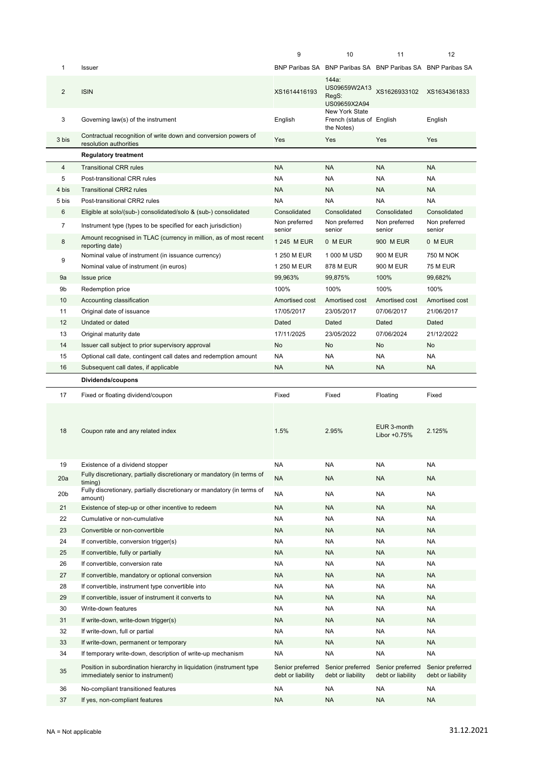| | | 9 | 10 | 11 | 12 |
|---|---|---|---|---|---|
| 1 | Issuer | BNP Paribas SA | BNP Paribas SA | BNP Paribas SA | BNP Paribas SA |
| 2 | ISIN | XS1614416193 | 144a: US09659W2A13 RegS: US09659X2A94 | XS1626933102 | XS1634361833 |
| 3 | Governing law(s) of the instrument | English | New York State French (status of the Notes) | English | English |
| 3 bis | Contractual recognition of write down and conversion powers of resolution authorities | Yes | Yes | Yes | Yes |
| | **Regulatory treatment** | | | | |
| 4 | Transitional CRR rules | NA | NA | NA | NA |
| 5 | Post-transitional CRR rules | NA | NA | NA | NA |
| 4 bis | Transitional CRR2 rules | NA | NA | NA | NA |
| 5 bis | Post-transitional CRR2 rules | NA | NA | NA | NA |
| 6 | Eligible at solo/(sub-) consolidated/solo & (sub-) consolidated | Consolidated | Consolidated | Consolidated | Consolidated |
| 7 | Instrument type (types to be specified for each jurisdiction) | Non preferred senior | Non preferred senior | Non preferred senior | Non preferred senior |
| 8 | Amount recognised in TLAC (currency in million, as of most recent reporting date) | 1 245 M EUR | 0 M EUR | 900 M EUR | 0 M EUR |
| 9 | Nominal value of instrument (in issuance currency) | 1 250 M EUR | 1 000 M USD | 900 M EUR | 750 M NOK |
| | Nominal value of instrument (in euros) | 1 250 M EUR | 878 M EUR | 900 M EUR | 75 M EUR |
| 9a | Issue price | 99,963% | 99,875% | 100% | 99,682% |
| 9b | Redemption price | 100% | 100% | 100% | 100% |
| 10 | Accounting classification | Amortised cost | Amortised cost | Amortised cost | Amortised cost |
| 11 | Original date of issuance | 17/05/2017 | 23/05/2017 | 07/06/2017 | 21/06/2017 |
| 12 | Undated or dated | Dated | Dated | Dated | Dated |
| 13 | Original maturity date | 17/11/2025 | 23/05/2022 | 07/06/2024 | 21/12/2022 |
| 14 | Issuer call subject to prior supervisory approval | No | No | No | No |
| 15 | Optional call date, contingent call dates and redemption amount | NA | NA | NA | NA |
| 16 | Subsequent call dates, if applicable | NA | NA | NA | NA |
| | **Dividends/coupons** | | | | |
| 17 | Fixed or floating dividend/coupon | Fixed | Fixed | Floating | Fixed |
| 18 | Coupon rate and any related index | 1.5% | 2.95% | EUR 3-month Libor +0.75% | 2.125% |
| 19 | Existence of a dividend stopper | NA | NA | NA | NA |
| 20a | Fully discretionary, partially discretionary or mandatory (in terms of timing) | NA | NA | NA | NA |
| 20b | Fully discretionary, partially discretionary or mandatory (in terms of amount) | NA | NA | NA | NA |
| 21 | Existence of step-up or other incentive to redeem | NA | NA | NA | NA |
| 22 | Cumulative or non-cumulative | NA | NA | NA | NA |
| 23 | Convertible or non-convertible | NA | NA | NA | NA |
| 24 | If convertible, conversion trigger(s) | NA | NA | NA | NA |
| 25 | If convertible, fully or partially | NA | NA | NA | NA |
| 26 | If convertible, conversion rate | NA | NA | NA | NA |
| 27 | If convertible, mandatory or optional conversion | NA | NA | NA | NA |
| 28 | If convertible, instrument type convertible into | NA | NA | NA | NA |
| 29 | If convertible, issuer of instrument it converts to | NA | NA | NA | NA |
| 30 | Write-down features | NA | NA | NA | NA |
| 31 | If write-down, write-down trigger(s) | NA | NA | NA | NA |
| 32 | If write-down, full or partial | NA | NA | NA | NA |
| 33 | If write-down, permanent or temporary | NA | NA | NA | NA |
| 34 | If temporary write-down, description of write-up mechanism | NA | NA | NA | NA |
| 35 | Position in subordination hierarchy in liquidation (instrument type immediately senior to instrument) | Senior preferred debt or liability | Senior preferred debt or liability | Senior preferred debt or liability | Senior preferred debt or liability |
| 36 | No-compliant transitioned features | NA | NA | NA | NA |
| 37 | If yes, non-compliant features | NA | NA | NA | NA |

NA = Not applicable

31.12.2021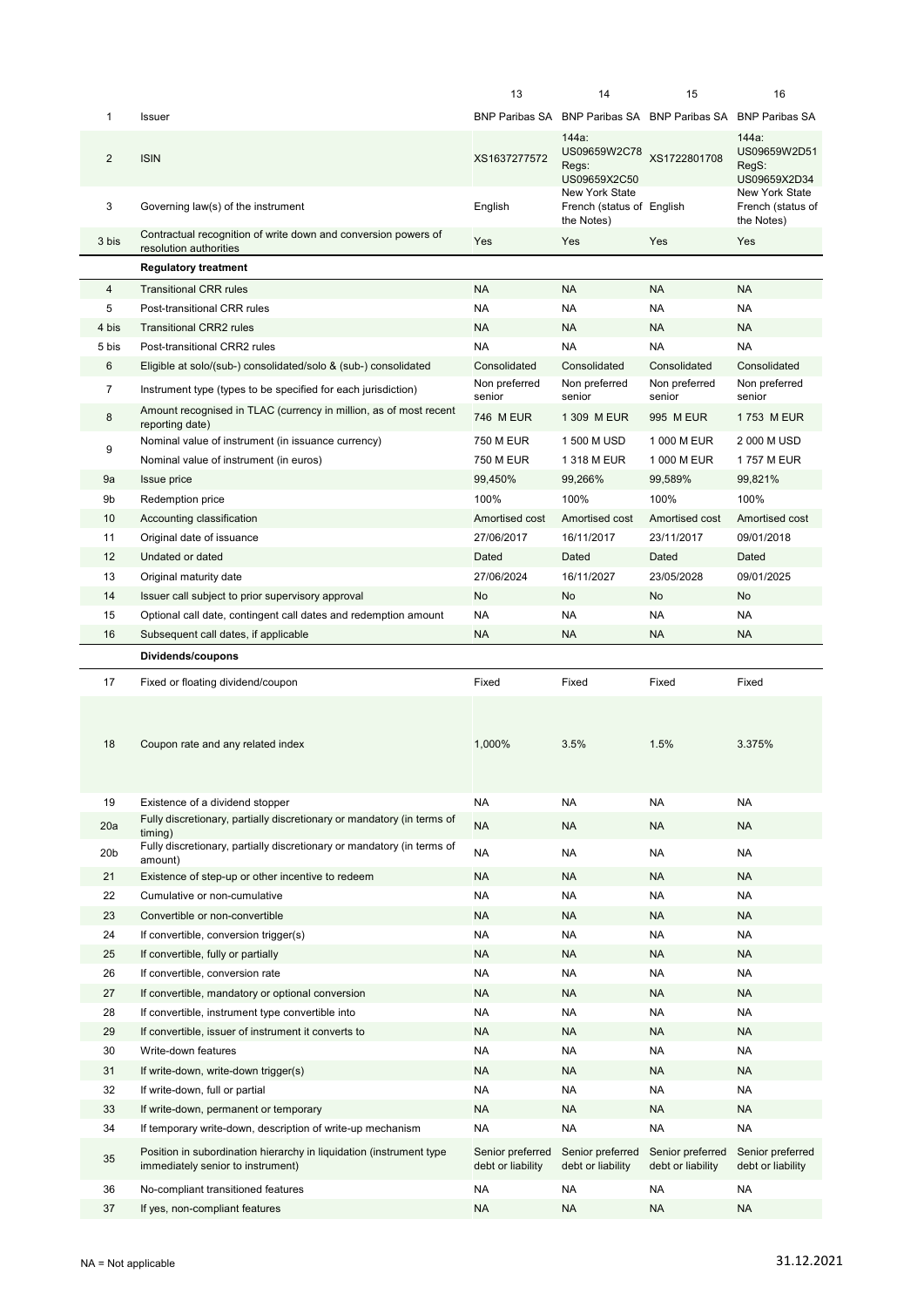| | | 13 | 14 | 15 | 16 |
|---|---|---|---|---|---|
| 1 | Issuer | BNP Paribas SA | BNP Paribas SA | BNP Paribas SA | BNP Paribas SA |
| 2 | ISIN | XS1637277572 | 144a: US09659W2C78 Regs: US09659X2C50 | XS1722801708 | 144a: US09659W2D51 RegS: US09659X2D34 |
| 3 | Governing law(s) of the instrument | English | New York State French (status of the Notes) | English | New York State French (status of the Notes) |
| 3 bis | Contractual recognition of write down and conversion powers of resolution authorities | Yes | Yes | Yes | Yes |
| | **Regulatory treatment** | | | | |
| 4 | Transitional CRR rules | NA | NA | NA | NA |
| 5 | Post-transitional CRR rules | NA | NA | NA | NA |
| 4 bis | Transitional CRR2 rules | NA | NA | NA | NA |
| 5 bis | Post-transitional CRR2 rules | NA | NA | NA | NA |
| 6 | Eligible at solo/(sub-) consolidated/solo & (sub-) consolidated | Consolidated | Consolidated | Consolidated | Consolidated |
| 7 | Instrument type (types to be specified for each jurisdiction) | Non preferred senior | Non preferred senior | Non preferred senior | Non preferred senior |
| 8 | Amount recognised in TLAC (currency in million, as of most recent reporting date) | 746 M EUR | 1 309 M EUR | 995 M EUR | 1 753 M EUR |
| 9 | Nominal value of instrument (in issuance currency) | 750 M EUR | 1 500 M USD | 1 000 M EUR | 2 000 M USD |
| | Nominal value of instrument (in euros) | 750 M EUR | 1 318 M EUR | 1 000 M EUR | 1 757 M EUR |
| 9a | Issue price | 99,450% | 99,266% | 99,589% | 99,821% |
| 9b | Redemption price | 100% | 100% | 100% | 100% |
| 10 | Accounting classification | Amortised cost | Amortised cost | Amortised cost | Amortised cost |
| 11 | Original date of issuance | 27/06/2017 | 16/11/2017 | 23/11/2017 | 09/01/2018 |
| 12 | Undated or dated | Dated | Dated | Dated | Dated |
| 13 | Original maturity date | 27/06/2024 | 16/11/2027 | 23/05/2028 | 09/01/2025 |
| 14 | Issuer call subject to prior supervisory approval | No | No | No | No |
| 15 | Optional call date, contingent call dates and redemption amount | NA | NA | NA | NA |
| 16 | Subsequent call dates, if applicable | NA | NA | NA | NA |
| | **Dividends/coupons** | | | | |
| 17 | Fixed or floating dividend/coupon | Fixed | Fixed | Fixed | Fixed |
| 18 | Coupon rate and any related index | 1,000% | 3.5% | 1.5% | 3.375% |
| 19 | Existence of a dividend stopper | NA | NA | NA | NA |
| 20a | Fully discretionary, partially discretionary or mandatory (in terms of timing) | NA | NA | NA | NA |
| 20b | Fully discretionary, partially discretionary or mandatory (in terms of amount) | NA | NA | NA | NA |
| 21 | Existence of step-up or other incentive to redeem | NA | NA | NA | NA |
| 22 | Cumulative or non-cumulative | NA | NA | NA | NA |
| 23 | Convertible or non-convertible | NA | NA | NA | NA |
| 24 | If convertible, conversion trigger(s) | NA | NA | NA | NA |
| 25 | If convertible, fully or partially | NA | NA | NA | NA |
| 26 | If convertible, conversion rate | NA | NA | NA | NA |
| 27 | If convertible, mandatory or optional conversion | NA | NA | NA | NA |
| 28 | If convertible, instrument type convertible into | NA | NA | NA | NA |
| 29 | If convertible, issuer of instrument it converts to | NA | NA | NA | NA |
| 30 | Write-down features | NA | NA | NA | NA |
| 31 | If write-down, write-down trigger(s) | NA | NA | NA | NA |
| 32 | If write-down, full or partial | NA | NA | NA | NA |
| 33 | If write-down, permanent or temporary | NA | NA | NA | NA |
| 34 | If temporary write-down, description of write-up mechanism | NA | NA | NA | NA |
| 35 | Position in subordination hierarchy in liquidation (instrument type immediately senior to instrument) | Senior preferred debt or liability | Senior preferred debt or liability | Senior preferred debt or liability | Senior preferred debt or liability |
| 36 | No-compliant transitioned features | NA | NA | NA | NA |
| 37 | If yes, non-compliant features | NA | NA | NA | NA |

NA = Not applicable

31.12.2021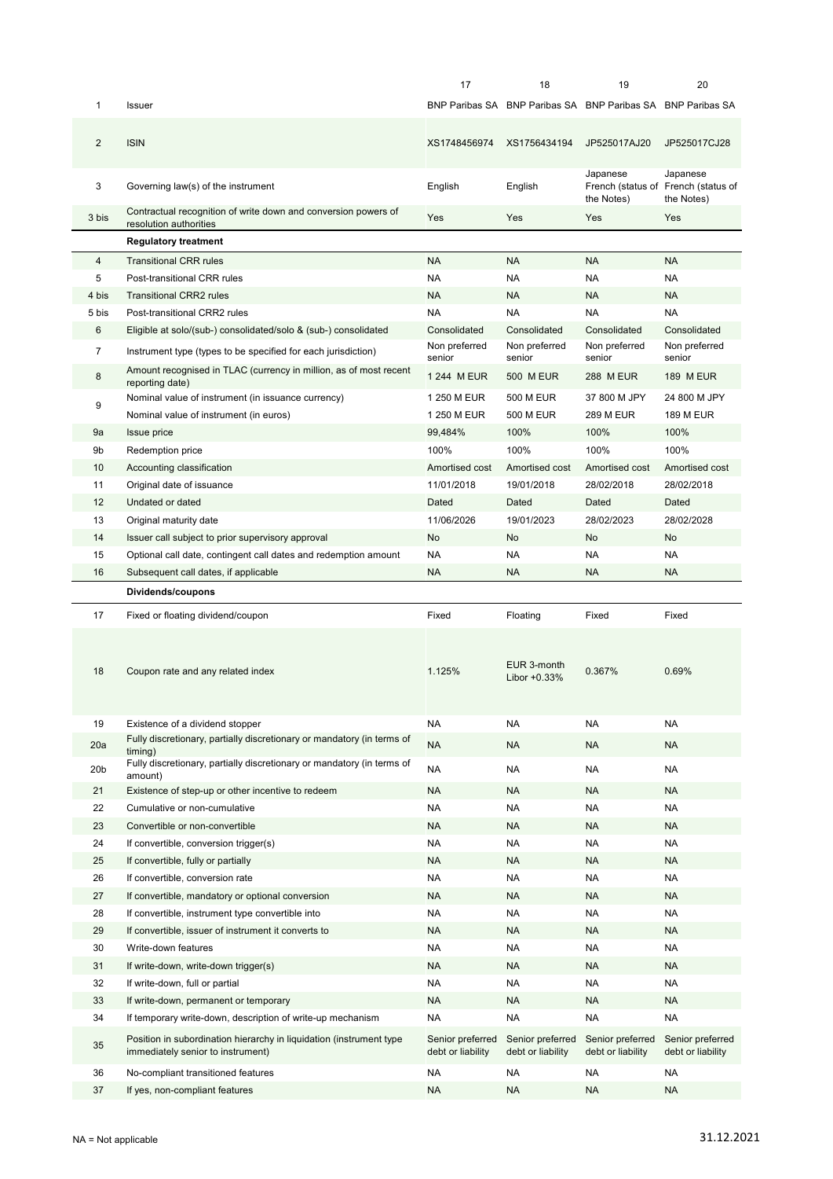| | | 17 | 18 | 19 | 20 |
|---|---|---|---|---|---|
| 1 | Issuer | BNP Paribas SA | BNP Paribas SA | BNP Paribas SA | BNP Paribas SA |
| 2 | ISIN | XS1748456974 | XS1756434194 | JP525017AJ20 | JP525017CJ28 |
| 3 | Governing law(s) of the instrument | English | English | Japanese French (status of the Notes) | Japanese French (status of the Notes) |
| 3 bis | Contractual recognition of write down and conversion powers of resolution authorities | Yes | Yes | Yes | Yes |
| | **Regulatory treatment** | | | | |
| 4 | Transitional CRR rules | NA | NA | NA | NA |
| 5 | Post-transitional CRR rules | NA | NA | NA | NA |
| 4 bis | Transitional CRR2 rules | NA | NA | NA | NA |
| 5 bis | Post-transitional CRR2 rules | NA | NA | NA | NA |
| 6 | Eligible at solo/(sub-) consolidated/solo & (sub-) consolidated | Consolidated | Consolidated | Consolidated | Consolidated |
| 7 | Instrument type (types to be specified for each jurisdiction) | Non preferred senior | Non preferred senior | Non preferred senior | Non preferred senior |
| 8 | Amount recognised in TLAC (currency in million, as of most recent reporting date) | 1 244 M EUR | 500 M EUR | 288 M EUR | 189 M EUR |
| 9 | Nominal value of instrument (in issuance currency) | 1 250 M EUR | 500 M EUR | 37 800 M JPY | 24 800 M JPY |
| | Nominal value of instrument (in euros) | 1 250 M EUR | 500 M EUR | 289 M EUR | 189 M EUR |
| 9a | Issue price | 99,484% | 100% | 100% | 100% |
| 9b | Redemption price | 100% | 100% | 100% | 100% |
| 10 | Accounting classification | Amortised cost | Amortised cost | Amortised cost | Amortised cost |
| 11 | Original date of issuance | 11/01/2018 | 19/01/2018 | 28/02/2018 | 28/02/2018 |
| 12 | Undated or dated | Dated | Dated | Dated | Dated |
| 13 | Original maturity date | 11/06/2026 | 19/01/2023 | 28/02/2023 | 28/02/2028 |
| 14 | Issuer call subject to prior supervisory approval | No | No | No | No |
| 15 | Optional call date, contingent call dates and redemption amount | NA | NA | NA | NA |
| 16 | Subsequent call dates, if applicable | NA | NA | NA | NA |
| | **Dividends/coupons** | | | | |
| 17 | Fixed or floating dividend/coupon | Fixed | Floating | Fixed | Fixed |
| 18 | Coupon rate and any related index | 1.125% | EUR 3-month Libor +0.33% | 0.367% | 0.69% |
| 19 | Existence of a dividend stopper | NA | NA | NA | NA |
| 20a | Fully discretionary, partially discretionary or mandatory (in terms of timing) | NA | NA | NA | NA |
| 20b | Fully discretionary, partially discretionary or mandatory (in terms of amount) | NA | NA | NA | NA |
| 21 | Existence of step-up or other incentive to redeem | NA | NA | NA | NA |
| 22 | Cumulative or non-cumulative | NA | NA | NA | NA |
| 23 | Convertible or non-convertible | NA | NA | NA | NA |
| 24 | If convertible, conversion trigger(s) | NA | NA | NA | NA |
| 25 | If convertible, fully or partially | NA | NA | NA | NA |
| 26 | If convertible, conversion rate | NA | NA | NA | NA |
| 27 | If convertible, mandatory or optional conversion | NA | NA | NA | NA |
| 28 | If convertible, instrument type convertible into | NA | NA | NA | NA |
| 29 | If convertible, issuer of instrument it converts to | NA | NA | NA | NA |
| 30 | Write-down features | NA | NA | NA | NA |
| 31 | If write-down, write-down trigger(s) | NA | NA | NA | NA |
| 32 | If write-down, full or partial | NA | NA | NA | NA |
| 33 | If write-down, permanent or temporary | NA | NA | NA | NA |
| 34 | If temporary write-down, description of write-up mechanism | NA | NA | NA | NA |
| 35 | Position in subordination hierarchy in liquidation (instrument type immediately senior to instrument) | Senior preferred debt or liability | Senior preferred debt or liability | Senior preferred debt or liability | Senior preferred debt or liability |
| 36 | No-compliant transitioned features | NA | NA | NA | NA |
| 37 | If yes, non-compliant features | NA | NA | NA | NA |

NA = Not applicable

31.12.2021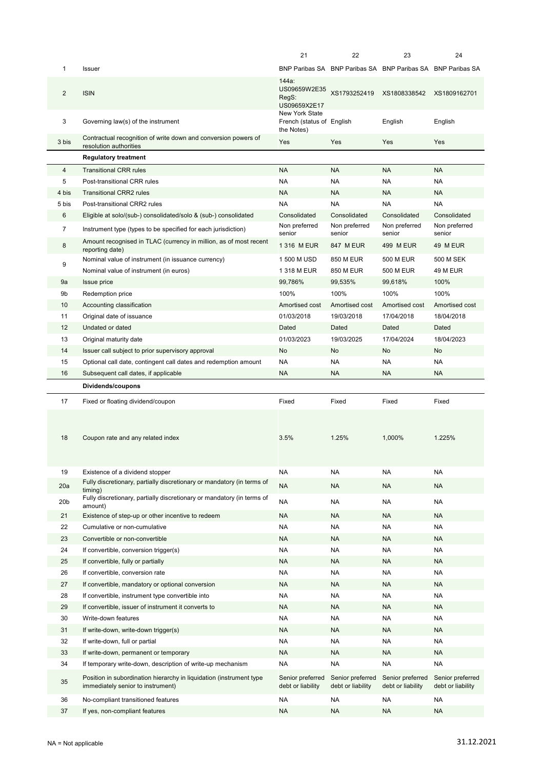| | | 21 | 22 | 23 | 24 |
|---|---|---|---|---|---|
| 1 | Issuer | BNP Paribas SA | BNP Paribas SA | BNP Paribas SA | BNP Paribas SA |
| 2 | ISIN | 144a: US09659W2E35 RegS: US09659X2E17 | XS1793252419 | XS1808338542 | XS1809162701 |
| 3 | Governing law(s) of the instrument | New York State French (status of the Notes) | English | English | English |
| 3 bis | Contractual recognition of write down and conversion powers of resolution authorities | Yes | Yes | Yes | Yes |
| | **Regulatory treatment** | | | | |
| 4 | Transitional CRR rules | NA | NA | NA | NA |
| 5 | Post-transitional CRR rules | NA | NA | NA | NA |
| 4 bis | Transitional CRR2 rules | NA | NA | NA | NA |
| 5 bis | Post-transitional CRR2 rules | NA | NA | NA | NA |
| 6 | Eligible at solo/(sub-) consolidated/solo & (sub-) consolidated | Consolidated | Consolidated | Consolidated | Consolidated |
| 7 | Instrument type (types to be specified for each jurisdiction) | Non preferred senior | Non preferred senior | Non preferred senior | Non preferred senior |
| 8 | Amount recognised in TLAC (currency in million, as of most recent reporting date) | 1 316 M EUR | 847 M EUR | 499 M EUR | 49 M EUR |
| 9 | Nominal value of instrument (in issuance currency) | 1 500 M USD | 850 M EUR | 500 M EUR | 500 M SEK |
| | Nominal value of instrument (in euros) | 1 318 M EUR | 850 M EUR | 500 M EUR | 49 M EUR |
| 9a | Issue price | 99,786% | 99,535% | 99,618% | 100% |
| 9b | Redemption price | 100% | 100% | 100% | 100% |
| 10 | Accounting classification | Amortised cost | Amortised cost | Amortised cost | Amortised cost |
| 11 | Original date of issuance | 01/03/2018 | 19/03/2018 | 17/04/2018 | 18/04/2018 |
| 12 | Undated or dated | Dated | Dated | Dated | Dated |
| 13 | Original maturity date | 01/03/2023 | 19/03/2025 | 17/04/2024 | 18/04/2023 |
| 14 | Issuer call subject to prior supervisory approval | No | No | No | No |
| 15 | Optional call date, contingent call dates and redemption amount | NA | NA | NA | NA |
| 16 | Subsequent call dates, if applicable | NA | NA | NA | NA |
| | **Dividends/coupons** | | | | |
| 17 | Fixed or floating dividend/coupon | Fixed | Fixed | Fixed | Fixed |
| 18 | Coupon rate and any related index | 3.5% | 1.25% | 1,000% | 1.225% |
| 19 | Existence of a dividend stopper | NA | NA | NA | NA |
| 20a | Fully discretionary, partially discretionary or mandatory (in terms of timing) | NA | NA | NA | NA |
| 20b | Fully discretionary, partially discretionary or mandatory (in terms of amount) | NA | NA | NA | NA |
| 21 | Existence of step-up or other incentive to redeem | NA | NA | NA | NA |
| 22 | Cumulative or non-cumulative | NA | NA | NA | NA |
| 23 | Convertible or non-convertible | NA | NA | NA | NA |
| 24 | If convertible, conversion trigger(s) | NA | NA | NA | NA |
| 25 | If convertible, fully or partially | NA | NA | NA | NA |
| 26 | If convertible, conversion rate | NA | NA | NA | NA |
| 27 | If convertible, mandatory or optional conversion | NA | NA | NA | NA |
| 28 | If convertible, instrument type convertible into | NA | NA | NA | NA |
| 29 | If convertible, issuer of instrument it converts to | NA | NA | NA | NA |
| 30 | Write-down features | NA | NA | NA | NA |
| 31 | If write-down, write-down trigger(s) | NA | NA | NA | NA |
| 32 | If write-down, full or partial | NA | NA | NA | NA |
| 33 | If write-down, permanent or temporary | NA | NA | NA | NA |
| 34 | If temporary write-down, description of write-up mechanism | NA | NA | NA | NA |
| 35 | Position in subordination hierarchy in liquidation (instrument type immediately senior to instrument) | Senior preferred debt or liability | Senior preferred debt or liability | Senior preferred debt or liability | Senior preferred debt or liability |
| 36 | No-compliant transitioned features | NA | NA | NA | NA |
| 37 | If yes, non-compliant features | NA | NA | NA | NA |

NA = Not applicable

31.12.2021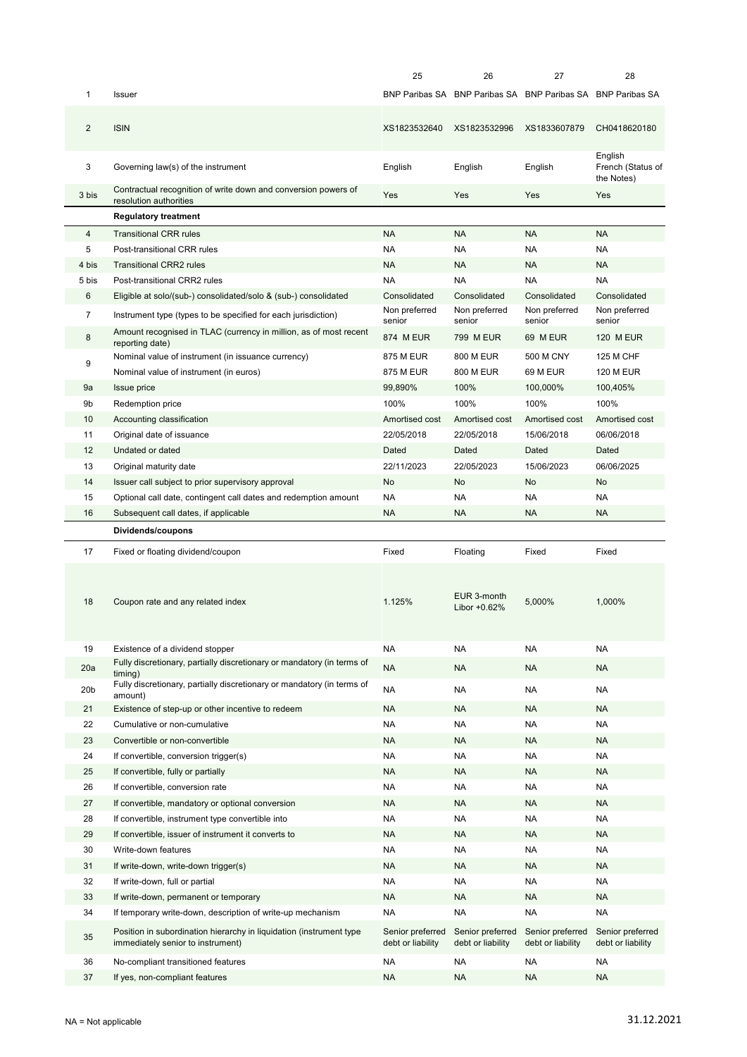| | | 25 | 26 | 27 | 28 |
|---|---|---|---|---|---|
| 1 | Issuer | BNP Paribas SA | BNP Paribas SA | BNP Paribas SA | BNP Paribas SA |
| 2 | ISIN | XS1823532640 | XS1823532996 | XS1833607879 | CH0418620180 |
| 3 | Governing law(s) of the instrument | English | English | English | English French (Status of the Notes) |
| 3 bis | Contractual recognition of write down and conversion powers of resolution authorities | Yes | Yes | Yes | Yes |
| | **Regulatory treatment** | | | | |
| 4 | Transitional CRR rules | NA | NA | NA | NA |
| 5 | Post-transitional CRR rules | NA | NA | NA | NA |
| 4 bis | Transitional CRR2 rules | NA | NA | NA | NA |
| 5 bis | Post-transitional CRR2 rules | NA | NA | NA | NA |
| 6 | Eligible at solo/(sub-) consolidated/solo & (sub-) consolidated | Consolidated | Consolidated | Consolidated | Consolidated |
| 7 | Instrument type (types to be specified for each jurisdiction) | Non preferred senior | Non preferred senior | Non preferred senior | Non preferred senior |
| 8 | Amount recognised in TLAC (currency in million, as of most recent reporting date) | 874 M EUR | 799 M EUR | 69 M EUR | 120 M EUR |
| 9 | Nominal value of instrument (in issuance currency) | 875 M EUR | 800 M EUR | 500 M CNY | 125 M CHF |
| | Nominal value of instrument (in euros) | 875 M EUR | 800 M EUR | 69 M EUR | 120 M EUR |
| 9a | Issue price | 99,890% | 100% | 100,000% | 100,405% |
| 9b | Redemption price | 100% | 100% | 100% | 100% |
| 10 | Accounting classification | Amortised cost | Amortised cost | Amortised cost | Amortised cost |
| 11 | Original date of issuance | 22/05/2018 | 22/05/2018 | 15/06/2018 | 06/06/2018 |
| 12 | Undated or dated | Dated | Dated | Dated | Dated |
| 13 | Original maturity date | 22/11/2023 | 22/05/2023 | 15/06/2023 | 06/06/2025 |
| 14 | Issuer call subject to prior supervisory approval | No | No | No | No |
| 15 | Optional call date, contingent call dates and redemption amount | NA | NA | NA | NA |
| 16 | Subsequent call dates, if applicable | NA | NA | NA | NA |
| | **Dividends/coupons** | | | | |
| 17 | Fixed or floating dividend/coupon | Fixed | Floating | Fixed | Fixed |
| 18 | Coupon rate and any related index | 1.125% | EUR 3-month Libor +0.62% | 5,000% | 1,000% |
| 19 | Existence of a dividend stopper | NA | NA | NA | NA |
| 20a | Fully discretionary, partially discretionary or mandatory (in terms of timing) | NA | NA | NA | NA |
| 20b | Fully discretionary, partially discretionary or mandatory (in terms of amount) | NA | NA | NA | NA |
| 21 | Existence of step-up or other incentive to redeem | NA | NA | NA | NA |
| 22 | Cumulative or non-cumulative | NA | NA | NA | NA |
| 23 | Convertible or non-convertible | NA | NA | NA | NA |
| 24 | If convertible, conversion trigger(s) | NA | NA | NA | NA |
| 25 | If convertible, fully or partially | NA | NA | NA | NA |
| 26 | If convertible, conversion rate | NA | NA | NA | NA |
| 27 | If convertible, mandatory or optional conversion | NA | NA | NA | NA |
| 28 | If convertible, instrument type convertible into | NA | NA | NA | NA |
| 29 | If convertible, issuer of instrument it converts to | NA | NA | NA | NA |
| 30 | Write-down features | NA | NA | NA | NA |
| 31 | If write-down, write-down trigger(s) | NA | NA | NA | NA |
| 32 | If write-down, full or partial | NA | NA | NA | NA |
| 33 | If write-down, permanent or temporary | NA | NA | NA | NA |
| 34 | If temporary write-down, description of write-up mechanism | NA | NA | NA | NA |
| 35 | Position in subordination hierarchy in liquidation (instrument type immediately senior to instrument) | Senior preferred debt or liability | Senior preferred debt or liability | Senior preferred debt or liability | Senior preferred debt or liability |
| 36 | No-compliant transitioned features | NA | NA | NA | NA |
| 37 | If yes, non-compliant features | NA | NA | NA | NA |

NA = Not applicable

31.12.2021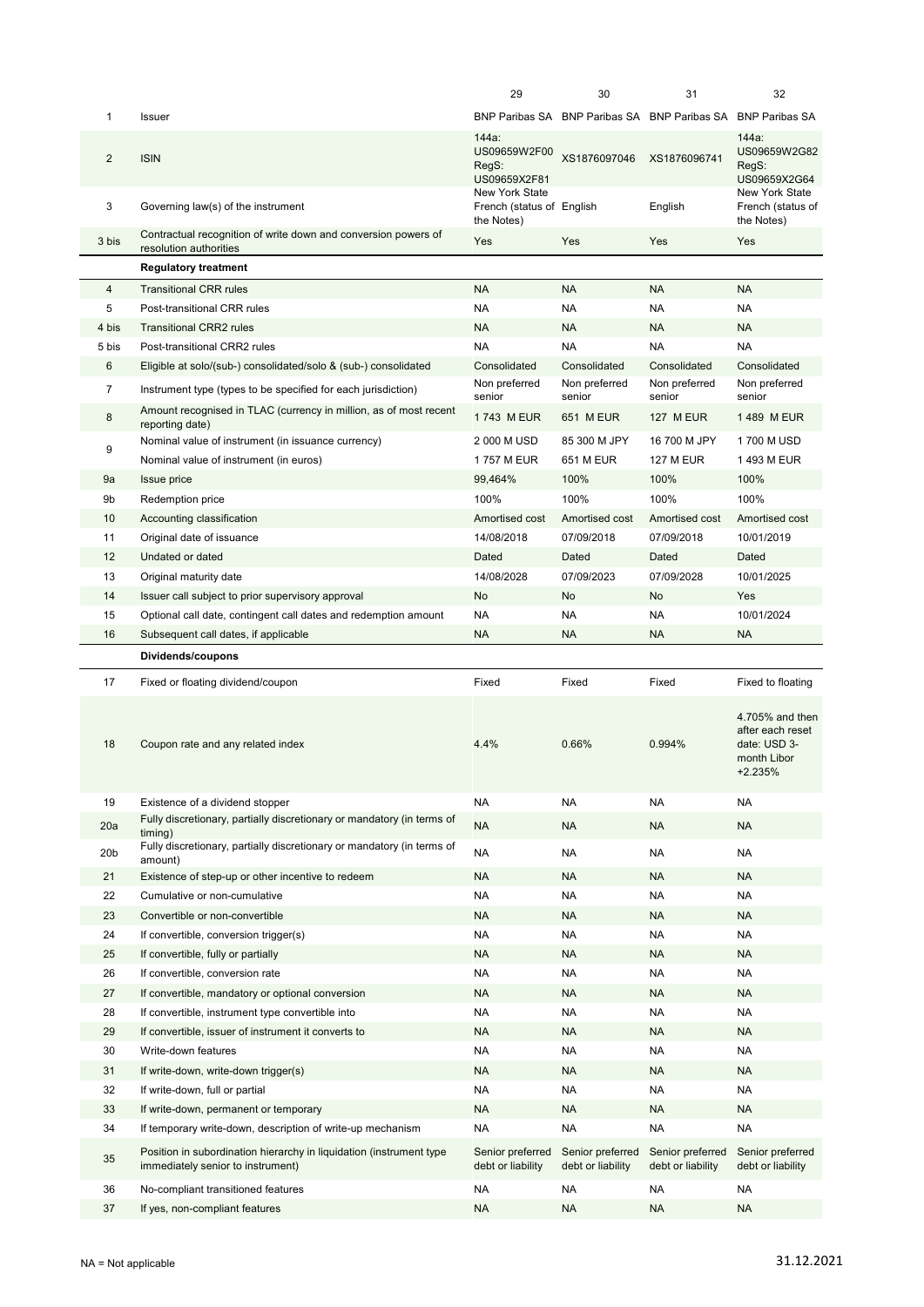| | | 29 | 30 | 31 | 32 |
|---|---|---|---|---|---|
| 1 | Issuer | BNP Paribas SA | BNP Paribas SA | BNP Paribas SA | BNP Paribas SA |
| 2 | ISIN | 144a: US09659W2F00 RegS: US09659X2F81 | XS1876097046 | XS1876096741 | 144a: US09659W2G82 RegS: US09659X2G64 |
| 3 | Governing law(s) of the instrument | New York State French (status of the Notes) | English | English | New York State French (status of the Notes) |
| 3 bis | Contractual recognition of write down and conversion powers of resolution authorities | Yes | Yes | Yes | Yes |
| | **Regulatory treatment** | | | | |
| 4 | Transitional CRR rules | NA | NA | NA | NA |
| 5 | Post-transitional CRR rules | NA | NA | NA | NA |
| 4 bis | Transitional CRR2 rules | NA | NA | NA | NA |
| 5 bis | Post-transitional CRR2 rules | NA | NA | NA | NA |
| 6 | Eligible at solo/(sub-) consolidated/solo & (sub-) consolidated | Consolidated | Consolidated | Consolidated | Consolidated |
| 7 | Instrument type (types to be specified for each jurisdiction) | Non preferred senior | Non preferred senior | Non preferred senior | Non preferred senior |
| 8 | Amount recognised in TLAC (currency in million, as of most recent reporting date) | 1 743 M EUR | 651 M EUR | 127 M EUR | 1 489 M EUR |
| 9 | Nominal value of instrument (in issuance currency) | 2 000 M USD | 85 300 M JPY | 16 700 M JPY | 1 700 M USD |
| | Nominal value of instrument (in euros) | 1 757 M EUR | 651 M EUR | 127 M EUR | 1 493 M EUR |
| 9a | Issue price | 99,464% | 100% | 100% | 100% |
| 9b | Redemption price | 100% | 100% | 100% | 100% |
| 10 | Accounting classification | Amortised cost | Amortised cost | Amortised cost | Amortised cost |
| 11 | Original date of issuance | 14/08/2018 | 07/09/2018 | 07/09/2018 | 10/01/2019 |
| 12 | Undated or dated | Dated | Dated | Dated | Dated |
| 13 | Original maturity date | 14/08/2028 | 07/09/2023 | 07/09/2028 | 10/01/2025 |
| 14 | Issuer call subject to prior supervisory approval | No | No | No | Yes |
| 15 | Optional call date, contingent call dates and redemption amount | NA | NA | NA | 10/01/2024 |
| 16 | Subsequent call dates, if applicable | NA | NA | NA | NA |
| | **Dividends/coupons** | | | | |
| 17 | Fixed or floating dividend/coupon | Fixed | Fixed | Fixed | Fixed to floating |
| 18 | Coupon rate and any related index | 4.4% | 0.66% | 0.994% | 4.705% and then after each reset date: USD 3-month Libor +2.235% |
| 19 | Existence of a dividend stopper | NA | NA | NA | NA |
| 20a | Fully discretionary, partially discretionary or mandatory (in terms of timing) | NA | NA | NA | NA |
| 20b | Fully discretionary, partially discretionary or mandatory (in terms of amount) | NA | NA | NA | NA |
| 21 | Existence of step-up or other incentive to redeem | NA | NA | NA | NA |
| 22 | Cumulative or non-cumulative | NA | NA | NA | NA |
| 23 | Convertible or non-convertible | NA | NA | NA | NA |
| 24 | If convertible, conversion trigger(s) | NA | NA | NA | NA |
| 25 | If convertible, fully or partially | NA | NA | NA | NA |
| 26 | If convertible, conversion rate | NA | NA | NA | NA |
| 27 | If convertible, mandatory or optional conversion | NA | NA | NA | NA |
| 28 | If convertible, instrument type convertible into | NA | NA | NA | NA |
| 29 | If convertible, issuer of instrument it converts to | NA | NA | NA | NA |
| 30 | Write-down features | NA | NA | NA | NA |
| 31 | If write-down, write-down trigger(s) | NA | NA | NA | NA |
| 32 | If write-down, full or partial | NA | NA | NA | NA |
| 33 | If write-down, permanent or temporary | NA | NA | NA | NA |
| 34 | If temporary write-down, description of write-up mechanism | NA | NA | NA | NA |
| 35 | Position in subordination hierarchy in liquidation (instrument type immediately senior to instrument) | Senior preferred debt or liability | Senior preferred debt or liability | Senior preferred debt or liability | Senior preferred debt or liability |
| 36 | No-compliant transitioned features | NA | NA | NA | NA |
| 37 | If yes, non-compliant features | NA | NA | NA | NA |

NA = Not applicable

31.12.2021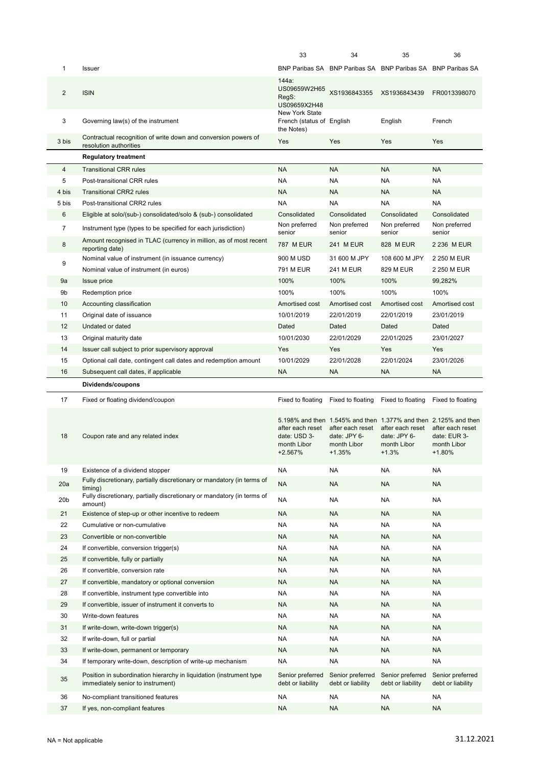| | | 33 | 34 | 35 | 36 |
|---|---|---|---|---|---|
| 1 | Issuer | BNP Paribas SA | BNP Paribas SA | BNP Paribas SA | BNP Paribas SA |
| 2 | ISIN | 144a: US09659W2H65 RegS: US09659X2H48 | XS1936843355 | XS1936843439 | FR0013398070 |
| 3 | Governing law(s) of the instrument | New York State French (status of the Notes) | English | English | French |
| 3 bis | Contractual recognition of write down and conversion powers of resolution authorities | Yes | Yes | Yes | Yes |
| | **Regulatory treatment** | | | | |
| 4 | Transitional CRR rules | NA | NA | NA | NA |
| 5 | Post-transitional CRR rules | NA | NA | NA | NA |
| 4 bis | Transitional CRR2 rules | NA | NA | NA | NA |
| 5 bis | Post-transitional CRR2 rules | NA | NA | NA | NA |
| 6 | Eligible at solo/(sub-) consolidated/solo & (sub-) consolidated | Consolidated | Consolidated | Consolidated | Consolidated |
| 7 | Instrument type (types to be specified for each jurisdiction) | Non preferred senior | Non preferred senior | Non preferred senior | Non preferred senior |
| 8 | Amount recognised in TLAC (currency in million, as of most recent reporting date) | 787 M EUR | 241 M EUR | 828 M EUR | 2 236 M EUR |
| 9 | Nominal value of instrument (in issuance currency) | 900 M USD | 31 600 M JPY | 108 600 M JPY | 2 250 M EUR |
| | Nominal value of instrument (in euros) | 791 M EUR | 241 M EUR | 829 M EUR | 2 250 M EUR |
| 9a | Issue price | 100% | 100% | 100% | 99,282% |
| 9b | Redemption price | 100% | 100% | 100% | 100% |
| 10 | Accounting classification | Amortised cost | Amortised cost | Amortised cost | Amortised cost |
| 11 | Original date of issuance | 10/01/2019 | 22/01/2019 | 22/01/2019 | 23/01/2019 |
| 12 | Undated or dated | Dated | Dated | Dated | Dated |
| 13 | Original maturity date | 10/01/2030 | 22/01/2029 | 22/01/2025 | 23/01/2027 |
| 14 | Issuer call subject to prior supervisory approval | Yes | Yes | Yes | Yes |
| 15 | Optional call date, contingent call dates and redemption amount | 10/01/2029 | 22/01/2028 | 22/01/2024 | 23/01/2026 |
| 16 | Subsequent call dates, if applicable | NA | NA | NA | NA |
| | **Dividends/coupons** | | | | |
| 17 | Fixed or floating dividend/coupon | Fixed to floating | Fixed to floating | Fixed to floating | Fixed to floating |
| 18 | Coupon rate and any related index | 5.198% and then after each reset date: USD 3-month Libor +2.567% | 1.545% and then after each reset date: JPY 6-month Libor +1.35% | 1.377% and then after each reset date: JPY 6-month Libor +1.3% | 2.125% and then after each reset date: EUR 3-month Libor +1.80% |
| 19 | Existence of a dividend stopper | NA | NA | NA | NA |
| 20a | Fully discretionary, partially discretionary or mandatory (in terms of timing) | NA | NA | NA | NA |
| 20b | Fully discretionary, partially discretionary or mandatory (in terms of amount) | NA | NA | NA | NA |
| 21 | Existence of step-up or other incentive to redeem | NA | NA | NA | NA |
| 22 | Cumulative or non-cumulative | NA | NA | NA | NA |
| 23 | Convertible or non-convertible | NA | NA | NA | NA |
| 24 | If convertible, conversion trigger(s) | NA | NA | NA | NA |
| 25 | If convertible, fully or partially | NA | NA | NA | NA |
| 26 | If convertible, conversion rate | NA | NA | NA | NA |
| 27 | If convertible, mandatory or optional conversion | NA | NA | NA | NA |
| 28 | If convertible, instrument type convertible into | NA | NA | NA | NA |
| 29 | If convertible, issuer of instrument it converts to | NA | NA | NA | NA |
| 30 | Write-down features | NA | NA | NA | NA |
| 31 | If write-down, write-down trigger(s) | NA | NA | NA | NA |
| 32 | If write-down, full or partial | NA | NA | NA | NA |
| 33 | If write-down, permanent or temporary | NA | NA | NA | NA |
| 34 | If temporary write-down, description of write-up mechanism | NA | NA | NA | NA |
| 35 | Position in subordination hierarchy in liquidation (instrument type immediately senior to instrument) | Senior preferred debt or liability | Senior preferred debt or liability | Senior preferred debt or liability | Senior preferred debt or liability |
| 36 | No-compliant transitioned features | NA | NA | NA | NA |
| 37 | If yes, non-compliant features | NA | NA | NA | NA |

NA = Not applicable

31.12.2021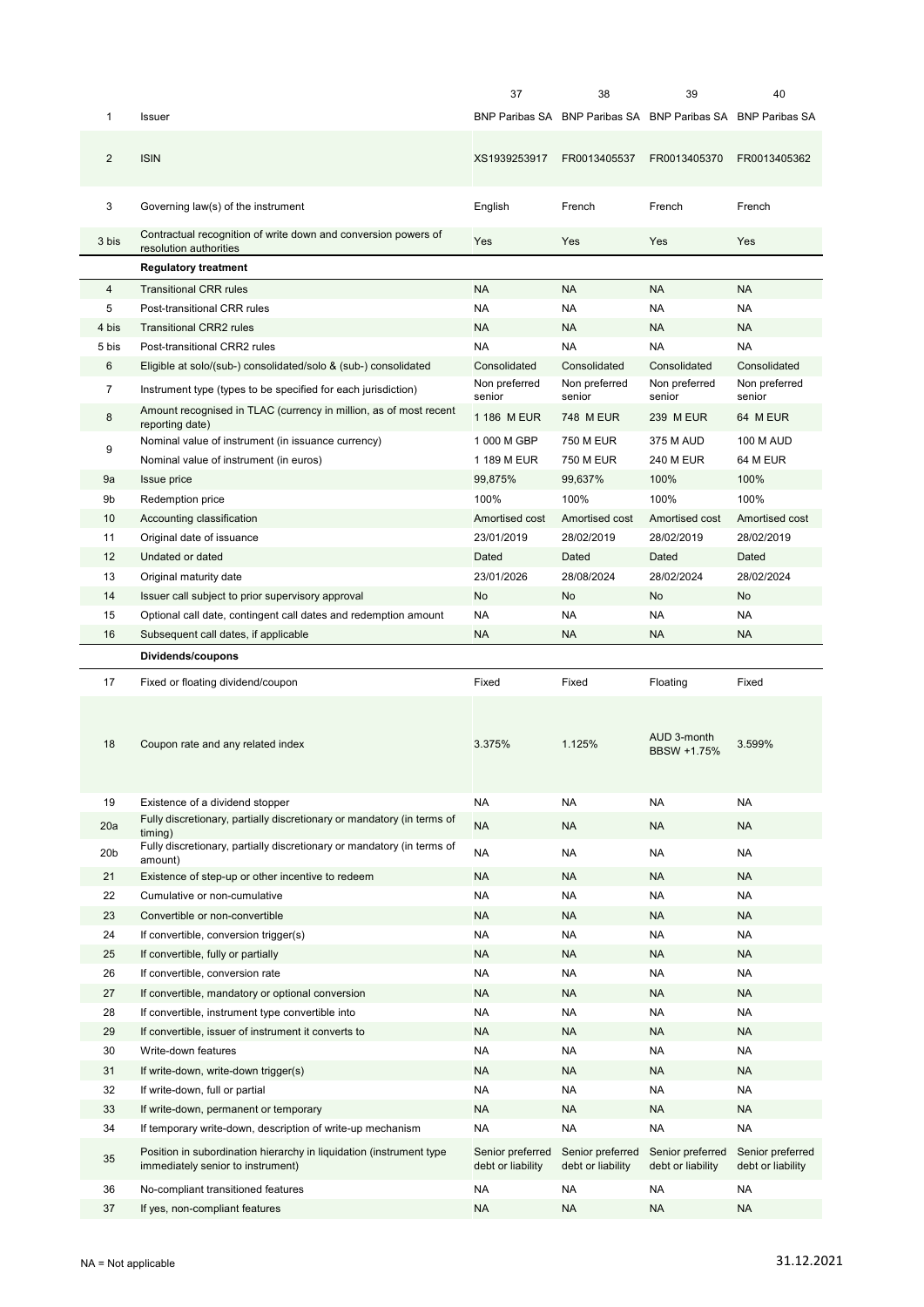| | | 37 | 38 | 39 | 40 |
|---|---|---|---|---|---|
| 1 | Issuer | BNP Paribas SA | BNP Paribas SA | BNP Paribas SA | BNP Paribas SA |
| 2 | ISIN | XS1939253917 | FR0013405537 | FR0013405370 | FR0013405362 |
| 3 | Governing law(s) of the instrument | English | French | French | French |
| 3 bis | Contractual recognition of write down and conversion powers of resolution authorities | Yes | Yes | Yes | Yes |
| | **Regulatory treatment** | | | | |
| 4 | Transitional CRR rules | NA | NA | NA | NA |
| 5 | Post-transitional CRR rules | NA | NA | NA | NA |
| 4 bis | Transitional CRR2 rules | NA | NA | NA | NA |
| 5 bis | Post-transitional CRR2 rules | NA | NA | NA | NA |
| 6 | Eligible at solo/(sub-) consolidated/solo & (sub-) consolidated | Consolidated | Consolidated | Consolidated | Consolidated |
| 7 | Instrument type (types to be specified for each jurisdiction) | Non preferred senior | Non preferred senior | Non preferred senior | Non preferred senior |
| 8 | Amount recognised in TLAC (currency in million, as of most recent reporting date) | 1 186 M EUR | 748 M EUR | 239 M EUR | 64 M EUR |
| 9 | Nominal value of instrument (in issuance currency) | 1 000 M GBP | 750 M EUR | 375 M AUD | 100 M AUD |
| | Nominal value of instrument (in euros) | 1 189 M EUR | 750 M EUR | 240 M EUR | 64 M EUR |
| 9a | Issue price | 99,875% | 99,637% | 100% | 100% |
| 9b | Redemption price | 100% | 100% | 100% | 100% |
| 10 | Accounting classification | Amortised cost | Amortised cost | Amortised cost | Amortised cost |
| 11 | Original date of issuance | 23/01/2019 | 28/02/2019 | 28/02/2019 | 28/02/2019 |
| 12 | Undated or dated | Dated | Dated | Dated | Dated |
| 13 | Original maturity date | 23/01/2026 | 28/08/2024 | 28/02/2024 | 28/02/2024 |
| 14 | Issuer call subject to prior supervisory approval | No | No | No | No |
| 15 | Optional call date, contingent call dates and redemption amount | NA | NA | NA | NA |
| 16 | Subsequent call dates, if applicable | NA | NA | NA | NA |
| | **Dividends/coupons** | | | | |
| 17 | Fixed or floating dividend/coupon | Fixed | Fixed | Floating | Fixed |
| 18 | Coupon rate and any related index | 3.375% | 1.125% | AUD 3-month BBSW +1.75% | 3.599% |
| 19 | Existence of a dividend stopper | NA | NA | NA | NA |
| 20a | Fully discretionary, partially discretionary or mandatory (in terms of timing) | NA | NA | NA | NA |
| 20b | Fully discretionary, partially discretionary or mandatory (in terms of amount) | NA | NA | NA | NA |
| 21 | Existence of step-up or other incentive to redeem | NA | NA | NA | NA |
| 22 | Cumulative or non-cumulative | NA | NA | NA | NA |
| 23 | Convertible or non-convertible | NA | NA | NA | NA |
| 24 | If convertible, conversion trigger(s) | NA | NA | NA | NA |
| 25 | If convertible, fully or partially | NA | NA | NA | NA |
| 26 | If convertible, conversion rate | NA | NA | NA | NA |
| 27 | If convertible, mandatory or optional conversion | NA | NA | NA | NA |
| 28 | If convertible, instrument type convertible into | NA | NA | NA | NA |
| 29 | If convertible, issuer of instrument it converts to | NA | NA | NA | NA |
| 30 | Write-down features | NA | NA | NA | NA |
| 31 | If write-down, write-down trigger(s) | NA | NA | NA | NA |
| 32 | If write-down, full or partial | NA | NA | NA | NA |
| 33 | If write-down, permanent or temporary | NA | NA | NA | NA |
| 34 | If temporary write-down, description of write-up mechanism | NA | NA | NA | NA |
| 35 | Position in subordination hierarchy in liquidation (instrument type immediately senior to instrument) | Senior preferred debt or liability | Senior preferred debt or liability | Senior preferred debt or liability | Senior preferred debt or liability |
| 36 | No-compliant transitioned features | NA | NA | NA | NA |
| 37 | If yes, non-compliant features | NA | NA | NA | NA |

NA = Not applicable

31.12.2021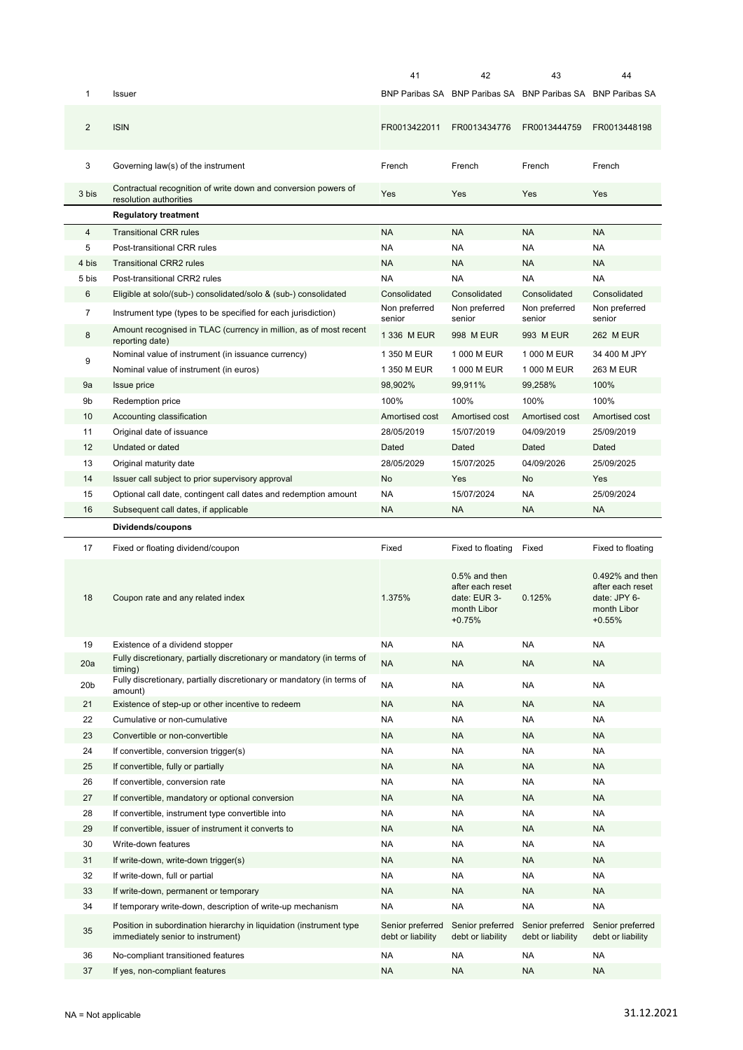| | | 41 | 42 | 43 | 44 |
|---|---|---|---|---|---|
| 1 | Issuer | BNP Paribas SA | BNP Paribas SA | BNP Paribas SA | BNP Paribas SA |
| 2 | ISIN | FR0013422011 | FR0013434776 | FR0013444759 | FR0013448198 |
| 3 | Governing law(s) of the instrument | French | French | French | French |
| 3 bis | Contractual recognition of write down and conversion powers of resolution authorities | Yes | Yes | Yes | Yes |
| | **Regulatory treatment** | | | | |
| 4 | Transitional CRR rules | NA | NA | NA | NA |
| 5 | Post-transitional CRR rules | NA | NA | NA | NA |
| 4 bis | Transitional CRR2 rules | NA | NA | NA | NA |
| 5 bis | Post-transitional CRR2 rules | NA | NA | NA | NA |
| 6 | Eligible at solo/(sub-) consolidated/solo & (sub-) consolidated | Consolidated | Consolidated | Consolidated | Consolidated |
| 7 | Instrument type (types to be specified for each jurisdiction) | Non preferred senior | Non preferred senior | Non preferred senior | Non preferred senior |
| 8 | Amount recognised in TLAC (currency in million, as of most recent reporting date) | 1 336 M EUR | 998 M EUR | 993 M EUR | 262 M EUR |
| 9 | Nominal value of instrument (in issuance currency) | 1 350 M EUR | 1 000 M EUR | 1 000 M EUR | 34 400 M JPY |
| | Nominal value of instrument (in euros) | 1 350 M EUR | 1 000 M EUR | 1 000 M EUR | 263 M EUR |
| 9a | Issue price | 98,902% | 99,911% | 99,258% | 100% |
| 9b | Redemption price | 100% | 100% | 100% | 100% |
| 10 | Accounting classification | Amortised cost | Amortised cost | Amortised cost | Amortised cost |
| 11 | Original date of issuance | 28/05/2019 | 15/07/2019 | 04/09/2019 | 25/09/2019 |
| 12 | Undated or dated | Dated | Dated | Dated | Dated |
| 13 | Original maturity date | 28/05/2029 | 15/07/2025 | 04/09/2026 | 25/09/2025 |
| 14 | Issuer call subject to prior supervisory approval | No | Yes | No | Yes |
| 15 | Optional call date, contingent call dates and redemption amount | NA | 15/07/2024 | NA | 25/09/2024 |
| 16 | Subsequent call dates, if applicable | NA | NA | NA | NA |
| | **Dividends/coupons** | | | | |
| 17 | Fixed or floating dividend/coupon | Fixed | Fixed to floating | Fixed | Fixed to floating |
| 18 | Coupon rate and any related index | 1.375% | 0.5% and then after each reset date: EUR 3-month Libor +0.75% | 0.125% | 0.492% and then after each reset date: JPY 6-month Libor +0.55% |
| 19 | Existence of a dividend stopper | NA | NA | NA | NA |
| 20a | Fully discretionary, partially discretionary or mandatory (in terms of timing) | NA | NA | NA | NA |
| 20b | Fully discretionary, partially discretionary or mandatory (in terms of amount) | NA | NA | NA | NA |
| 21 | Existence of step-up or other incentive to redeem | NA | NA | NA | NA |
| 22 | Cumulative or non-cumulative | NA | NA | NA | NA |
| 23 | Convertible or non-convertible | NA | NA | NA | NA |
| 24 | If convertible, conversion trigger(s) | NA | NA | NA | NA |
| 25 | If convertible, fully or partially | NA | NA | NA | NA |
| 26 | If convertible, conversion rate | NA | NA | NA | NA |
| 27 | If convertible, mandatory or optional conversion | NA | NA | NA | NA |
| 28 | If convertible, instrument type convertible into | NA | NA | NA | NA |
| 29 | If convertible, issuer of instrument it converts to | NA | NA | NA | NA |
| 30 | Write-down features | NA | NA | NA | NA |
| 31 | If write-down, write-down trigger(s) | NA | NA | NA | NA |
| 32 | If write-down, full or partial | NA | NA | NA | NA |
| 33 | If write-down, permanent or temporary | NA | NA | NA | NA |
| 34 | If temporary write-down, description of write-up mechanism | NA | NA | NA | NA |
| 35 | Position in subordination hierarchy in liquidation (instrument type immediately senior to instrument) | Senior preferred debt or liability | Senior preferred debt or liability | Senior preferred debt or liability | Senior preferred debt or liability |
| 36 | No-compliant transitioned features | NA | NA | NA | NA |
| 37 | If yes, non-compliant features | NA | NA | NA | NA |

NA = Not applicable

31.12.2021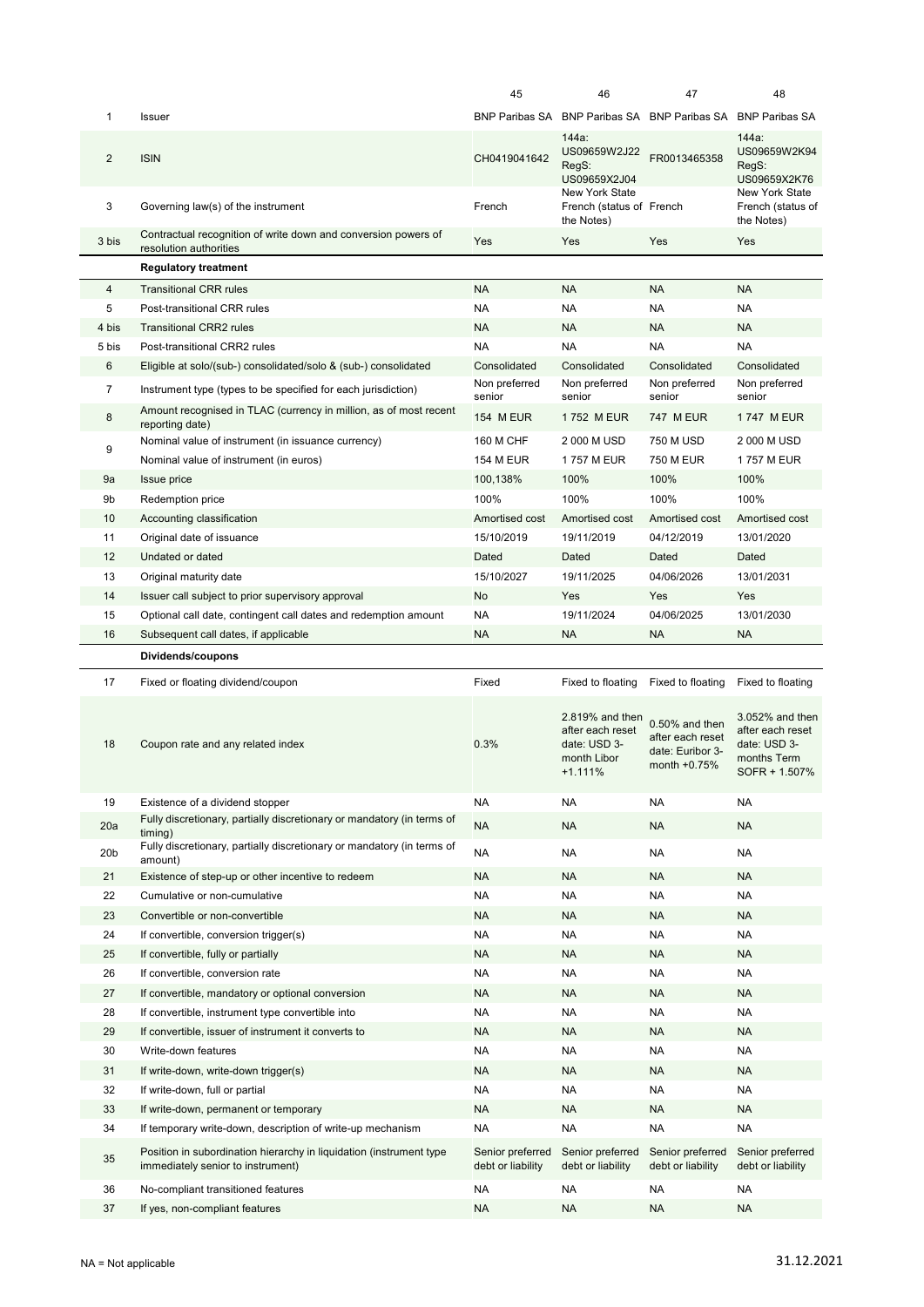| | | 45 | 46 | 47 | 48 |
|---|---|---|---|---|---|
| 1 | Issuer | BNP Paribas SA | BNP Paribas SA | BNP Paribas SA | BNP Paribas SA |
| 2 | ISIN | CH0419041642 | 144a: US09659W2J22 RegS: US09659X2J04 | FR0013465358 | 144a: US09659W2K94 RegS: US09659X2K76 |
| 3 | Governing law(s) of the instrument | French | New York State French (status of the Notes) | French | New York State French (status of the Notes) |
| 3 bis | Contractual recognition of write down and conversion powers of resolution authorities | Yes | Yes | Yes | Yes |
| | **Regulatory treatment** | | | | |
| 4 | Transitional CRR rules | NA | NA | NA | NA |
| 5 | Post-transitional CRR rules | NA | NA | NA | NA |
| 4 bis | Transitional CRR2 rules | NA | NA | NA | NA |
| 5 bis | Post-transitional CRR2 rules | NA | NA | NA | NA |
| 6 | Eligible at solo/(sub-) consolidated/solo & (sub-) consolidated | Consolidated | Consolidated | Consolidated | Consolidated |
| 7 | Instrument type (types to be specified for each jurisdiction) | Non preferred senior | Non preferred senior | Non preferred senior | Non preferred senior |
| 8 | Amount recognised in TLAC (currency in million, as of most recent reporting date) | 154 M EUR | 1 752 M EUR | 747 M EUR | 1 747 M EUR |
| 9 | Nominal value of instrument (in issuance currency) | 160 M CHF | 2 000 M USD | 750 M USD | 2 000 M USD |
| | Nominal value of instrument (in euros) | 154 M EUR | 1 757 M EUR | 750 M EUR | 1 757 M EUR |
| 9a | Issue price | 100,138% | 100% | 100% | 100% |
| 9b | Redemption price | 100% | 100% | 100% | 100% |
| 10 | Accounting classification | Amortised cost | Amortised cost | Amortised cost | Amortised cost |
| 11 | Original date of issuance | 15/10/2019 | 19/11/2019 | 04/12/2019 | 13/01/2020 |
| 12 | Undated or dated | Dated | Dated | Dated | Dated |
| 13 | Original maturity date | 15/10/2027 | 19/11/2025 | 04/06/2026 | 13/01/2031 |
| 14 | Issuer call subject to prior supervisory approval | No | Yes | Yes | Yes |
| 15 | Optional call date, contingent call dates and redemption amount | NA | 19/11/2024 | 04/06/2025 | 13/01/2030 |
| 16 | Subsequent call dates, if applicable | NA | NA | NA | NA |
| | **Dividends/coupons** | | | | |
| 17 | Fixed or floating dividend/coupon | Fixed | Fixed to floating | Fixed to floating | Fixed to floating |
| 18 | Coupon rate and any related index | 0.3% | 2.819% and then after each reset date: USD 3-month Libor +1.111% | 0.50% and then after each reset date: Euribor 3-month +0.75% | 3.052% and then after each reset date: USD 3-months Term SOFR + 1.507% |
| 19 | Existence of a dividend stopper | NA | NA | NA | NA |
| 20a | Fully discretionary, partially discretionary or mandatory (in terms of timing) | NA | NA | NA | NA |
| 20b | Fully discretionary, partially discretionary or mandatory (in terms of amount) | NA | NA | NA | NA |
| 21 | Existence of step-up or other incentive to redeem | NA | NA | NA | NA |
| 22 | Cumulative or non-cumulative | NA | NA | NA | NA |
| 23 | Convertible or non-convertible | NA | NA | NA | NA |
| 24 | If convertible, conversion trigger(s) | NA | NA | NA | NA |
| 25 | If convertible, fully or partially | NA | NA | NA | NA |
| 26 | If convertible, conversion rate | NA | NA | NA | NA |
| 27 | If convertible, mandatory or optional conversion | NA | NA | NA | NA |
| 28 | If convertible, instrument type convertible into | NA | NA | NA | NA |
| 29 | If convertible, issuer of instrument it converts to | NA | NA | NA | NA |
| 30 | Write-down features | NA | NA | NA | NA |
| 31 | If write-down, write-down trigger(s) | NA | NA | NA | NA |
| 32 | If write-down, full or partial | NA | NA | NA | NA |
| 33 | If write-down, permanent or temporary | NA | NA | NA | NA |
| 34 | If temporary write-down, description of write-up mechanism | NA | NA | NA | NA |
| 35 | Position in subordination hierarchy in liquidation (instrument type immediately senior to instrument) | Senior preferred debt or liability | Senior preferred debt or liability | Senior preferred debt or liability | Senior preferred debt or liability |
| 36 | No-compliant transitioned features | NA | NA | NA | NA |
| 37 | If yes, non-compliant features | NA | NA | NA | NA |

NA = Not applicable

31.12.2021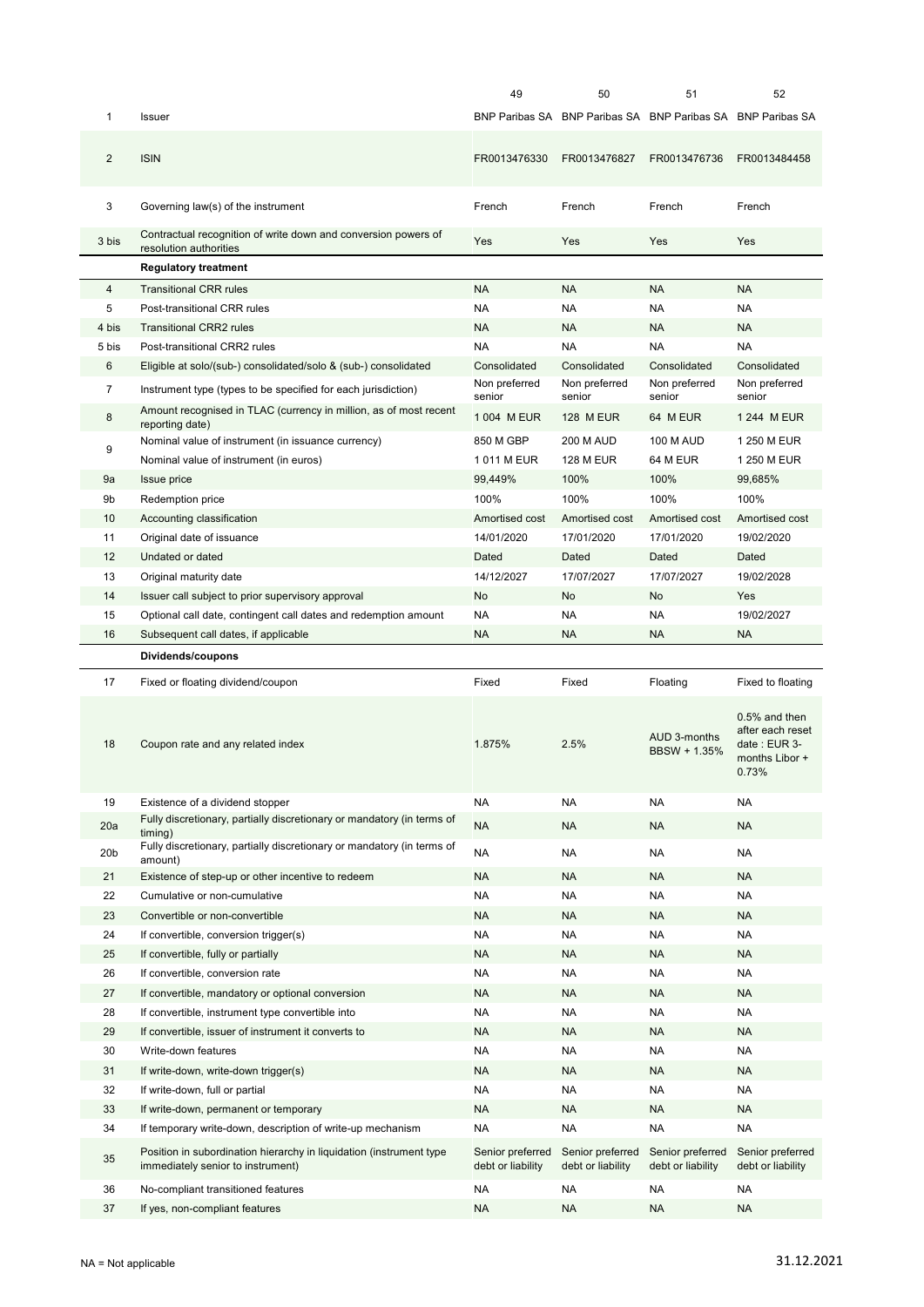| | | 49 | 50 | 51 | 52 |
|---|---|---|---|---|---|
| 1 | Issuer | BNP Paribas SA | BNP Paribas SA | BNP Paribas SA | BNP Paribas SA |
| 2 | ISIN | FR0013476330 | FR0013476827 | FR0013476736 | FR0013484458 |
| 3 | Governing law(s) of the instrument | French | French | French | French |
| 3 bis | Contractual recognition of write down and conversion powers of resolution authorities | Yes | Yes | Yes | Yes |
| | **Regulatory treatment** | | | | |
| 4 | Transitional CRR rules | NA | NA | NA | NA |
| 5 | Post-transitional CRR rules | NA | NA | NA | NA |
| 4 bis | Transitional CRR2 rules | NA | NA | NA | NA |
| 5 bis | Post-transitional CRR2 rules | NA | NA | NA | NA |
| 6 | Eligible at solo/(sub-) consolidated/solo & (sub-) consolidated | Consolidated | Consolidated | Consolidated | Consolidated |
| 7 | Instrument type (types to be specified for each jurisdiction) | Non preferred senior | Non preferred senior | Non preferred senior | Non preferred senior |
| 8 | Amount recognised in TLAC (currency in million, as of most recent reporting date) | 1 004 M EUR | 128 M EUR | 64 M EUR | 1 244 M EUR |
| 9 | Nominal value of instrument (in issuance currency) | 850 M GBP | 200 M AUD | 100 M AUD | 1 250 M EUR |
| | Nominal value of instrument (in euros) | 1 011 M EUR | 128 M EUR | 64 M EUR | 1 250 M EUR |
| 9a | Issue price | 99,449% | 100% | 100% | 99,685% |
| 9b | Redemption price | 100% | 100% | 100% | 100% |
| 10 | Accounting classification | Amortised cost | Amortised cost | Amortised cost | Amortised cost |
| 11 | Original date of issuance | 14/01/2020 | 17/01/2020 | 17/01/2020 | 19/02/2020 |
| 12 | Undated or dated | Dated | Dated | Dated | Dated |
| 13 | Original maturity date | 14/12/2027 | 17/07/2027 | 17/07/2027 | 19/02/2028 |
| 14 | Issuer call subject to prior supervisory approval | No | No | No | Yes |
| 15 | Optional call date, contingent call dates and redemption amount | NA | NA | NA | 19/02/2027 |
| 16 | Subsequent call dates, if applicable | NA | NA | NA | NA |
| | **Dividends/coupons** | | | | |
| 17 | Fixed or floating dividend/coupon | Fixed | Fixed | Floating | Fixed to floating |
| 18 | Coupon rate and any related index | 1.875% | 2.5% | AUD 3-months BBSW + 1.35% | 0.5% and then after each reset date : EUR 3-months Libor + 0.73% |
| 19 | Existence of a dividend stopper | NA | NA | NA | NA |
| 20a | Fully discretionary, partially discretionary or mandatory (in terms of timing) | NA | NA | NA | NA |
| 20b | Fully discretionary, partially discretionary or mandatory (in terms of amount) | NA | NA | NA | NA |
| 21 | Existence of step-up or other incentive to redeem | NA | NA | NA | NA |
| 22 | Cumulative or non-cumulative | NA | NA | NA | NA |
| 23 | Convertible or non-convertible | NA | NA | NA | NA |
| 24 | If convertible, conversion trigger(s) | NA | NA | NA | NA |
| 25 | If convertible, fully or partially | NA | NA | NA | NA |
| 26 | If convertible, conversion rate | NA | NA | NA | NA |
| 27 | If convertible, mandatory or optional conversion | NA | NA | NA | NA |
| 28 | If convertible, instrument type convertible into | NA | NA | NA | NA |
| 29 | If convertible, issuer of instrument it converts to | NA | NA | NA | NA |
| 30 | Write-down features | NA | NA | NA | NA |
| 31 | If write-down, write-down trigger(s) | NA | NA | NA | NA |
| 32 | If write-down, full or partial | NA | NA | NA | NA |
| 33 | If write-down, permanent or temporary | NA | NA | NA | NA |
| 34 | If temporary write-down, description of write-up mechanism | NA | NA | NA | NA |
| 35 | Position in subordination hierarchy in liquidation (instrument type immediately senior to instrument) | Senior preferred debt or liability | Senior preferred debt or liability | Senior preferred debt or liability | Senior preferred debt or liability |
| 36 | No-compliant transitioned features | NA | NA | NA | NA |
| 37 | If yes, non-compliant features | NA | NA | NA | NA |

NA = Not applicable

31.12.2021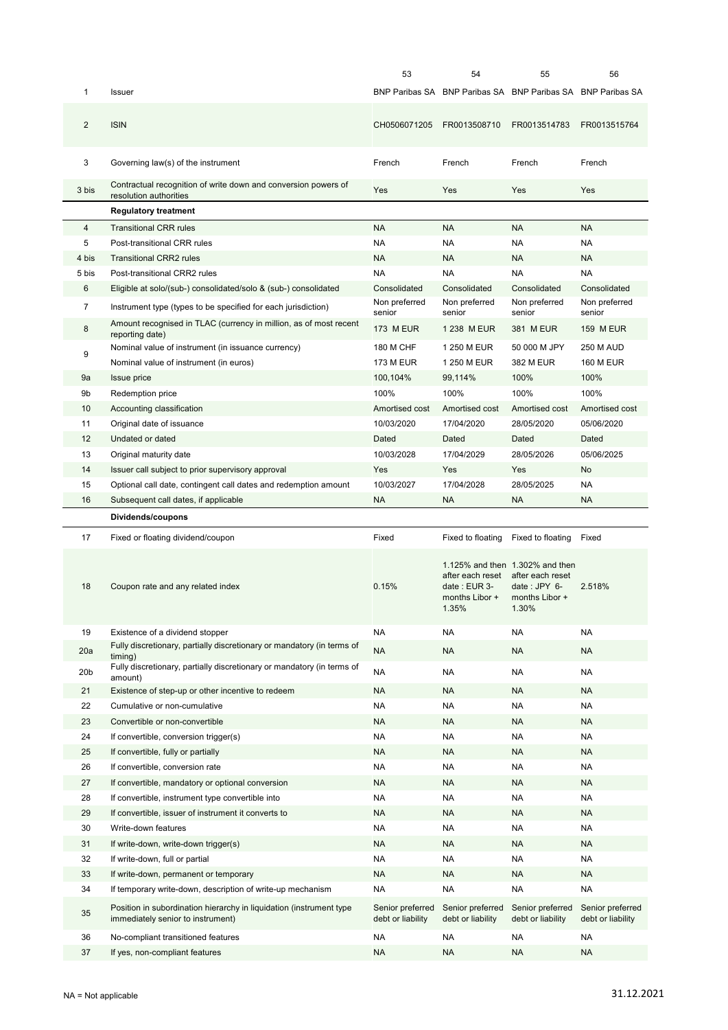| | | 53 | 54 | 55 | 56 |
|---|---|---|---|---|---|
| 1 | Issuer | BNP Paribas SA | BNP Paribas SA | BNP Paribas SA | BNP Paribas SA |
| 2 | ISIN | CH0506071205 | FR0013508710 | FR0013514783 | FR0013515764 |
| 3 | Governing law(s) of the instrument | French | French | French | French |
| 3 bis | Contractual recognition of write down and conversion powers of resolution authorities | Yes | Yes | Yes | Yes |
| | **Regulatory treatment** | | | | |
| 4 | Transitional CRR rules | NA | NA | NA | NA |
| 5 | Post-transitional CRR rules | NA | NA | NA | NA |
| 4 bis | Transitional CRR2 rules | NA | NA | NA | NA |
| 5 bis | Post-transitional CRR2 rules | NA | NA | NA | NA |
| 6 | Eligible at solo/(sub-) consolidated/solo & (sub-) consolidated | Consolidated | Consolidated | Consolidated | Consolidated |
| 7 | Instrument type (types to be specified for each jurisdiction) | Non preferred senior | Non preferred senior | Non preferred senior | Non preferred senior |
| 8 | Amount recognised in TLAC (currency in million, as of most recent reporting date) | 173 M EUR | 1 238 M EUR | 381 M EUR | 159 M EUR |
| 9 | Nominal value of instrument (in issuance currency) | 180 M CHF | 1 250 M EUR | 50 000 M JPY | 250 M AUD |
| | Nominal value of instrument (in euros) | 173 M EUR | 1 250 M EUR | 382 M EUR | 160 M EUR |
| 9a | Issue price | 100,104% | 99,114% | 100% | 100% |
| 9b | Redemption price | 100% | 100% | 100% | 100% |
| 10 | Accounting classification | Amortised cost | Amortised cost | Amortised cost | Amortised cost |
| 11 | Original date of issuance | 10/03/2020 | 17/04/2020 | 28/05/2020 | 05/06/2020 |
| 12 | Undated or dated | Dated | Dated | Dated | Dated |
| 13 | Original maturity date | 10/03/2028 | 17/04/2029 | 28/05/2026 | 05/06/2025 |
| 14 | Issuer call subject to prior supervisory approval | Yes | Yes | Yes | No |
| 15 | Optional call date, contingent call dates and redemption amount | 10/03/2027 | 17/04/2028 | 28/05/2025 | NA |
| 16 | Subsequent call dates, if applicable | NA | NA | NA | NA |
| | **Dividends/coupons** | | | | |
| 17 | Fixed or floating dividend/coupon | Fixed | Fixed to floating | Fixed to floating | Fixed |
| 18 | Coupon rate and any related index | 0.15% | 1.125% and then after each reset date : EUR 3-months Libor + 1.35% | 1.302% and then after each reset date : JPY 6-months Libor + 1.30% | 2.518% |
| 19 | Existence of a dividend stopper | NA | NA | NA | NA |
| 20a | Fully discretionary, partially discretionary or mandatory (in terms of timing) | NA | NA | NA | NA |
| 20b | Fully discretionary, partially discretionary or mandatory (in terms of amount) | NA | NA | NA | NA |
| 21 | Existence of step-up or other incentive to redeem | NA | NA | NA | NA |
| 22 | Cumulative or non-cumulative | NA | NA | NA | NA |
| 23 | Convertible or non-convertible | NA | NA | NA | NA |
| 24 | If convertible, conversion trigger(s) | NA | NA | NA | NA |
| 25 | If convertible, fully or partially | NA | NA | NA | NA |
| 26 | If convertible, conversion rate | NA | NA | NA | NA |
| 27 | If convertible, mandatory or optional conversion | NA | NA | NA | NA |
| 28 | If convertible, instrument type convertible into | NA | NA | NA | NA |
| 29 | If convertible, issuer of instrument it converts to | NA | NA | NA | NA |
| 30 | Write-down features | NA | NA | NA | NA |
| 31 | If write-down, write-down trigger(s) | NA | NA | NA | NA |
| 32 | If write-down, full or partial | NA | NA | NA | NA |
| 33 | If write-down, permanent or temporary | NA | NA | NA | NA |
| 34 | If temporary write-down, description of write-up mechanism | NA | NA | NA | NA |
| 35 | Position in subordination hierarchy in liquidation (instrument type immediately senior to instrument) | Senior preferred debt or liability | Senior preferred debt or liability | Senior preferred debt or liability | Senior preferred debt or liability |
| 36 | No-compliant transitioned features | NA | NA | NA | NA |
| 37 | If yes, non-compliant features | NA | NA | NA | NA |

NA = Not applicable

31.12.2021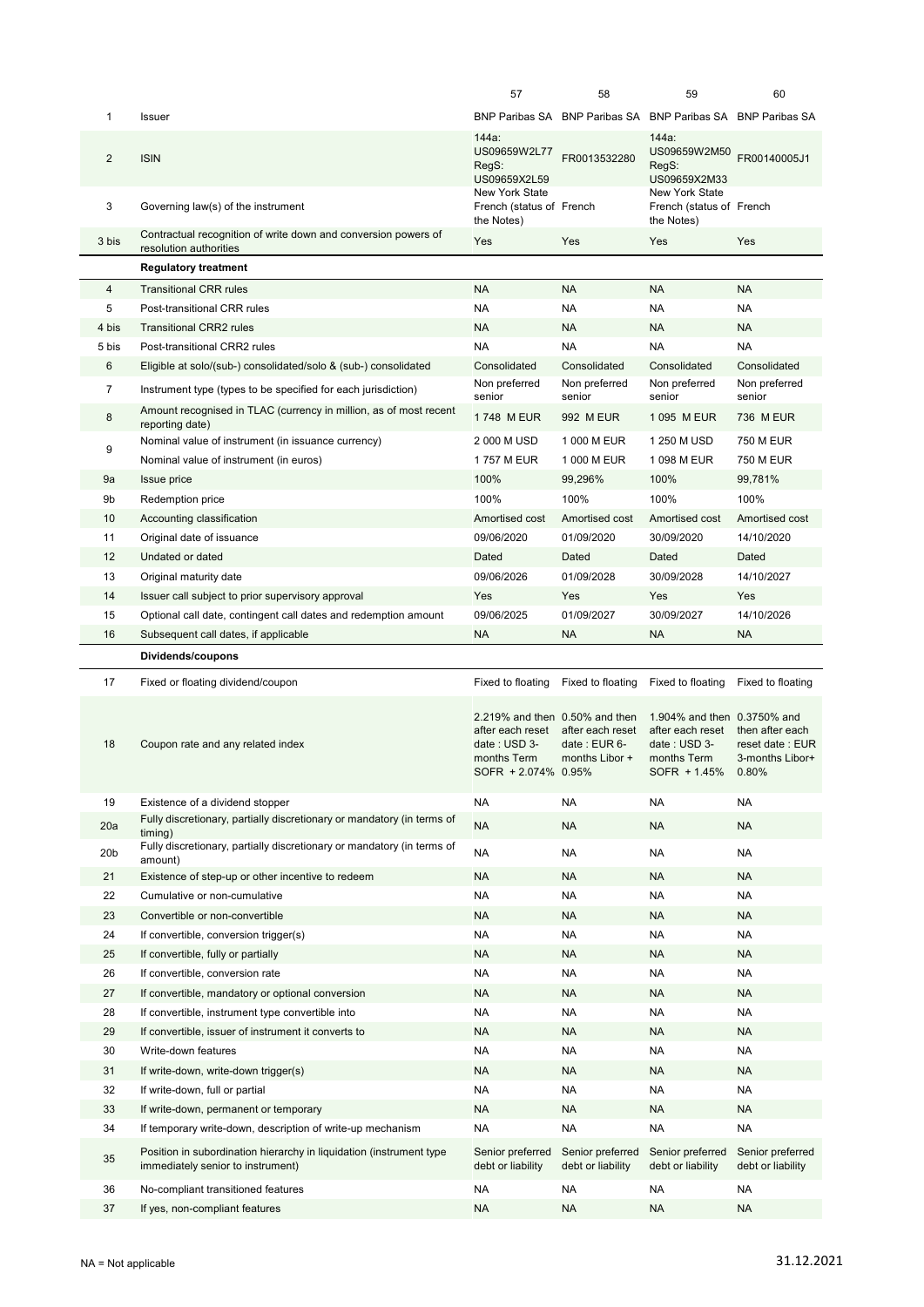| | | 57 | 58 | 59 | 60 |
|---|---|---|---|---|---|
| 1 | Issuer | BNP Paribas SA | BNP Paribas SA | BNP Paribas SA | BNP Paribas SA |
| 2 | ISIN | 144a: US09659W2L77 RegS: US09659X2L59 | FR0013532280 | 144a: US09659W2M50 RegS: US09659X2M33 | FR00140005J1 |
| 3 | Governing law(s) of the instrument | New York State French (status of the Notes) | French | New York State French (status of the Notes) | French |
| 3 bis | Contractual recognition of write down and conversion powers of resolution authorities | Yes | Yes | Yes | Yes |
| | **Regulatory treatment** | | | | |
| 4 | Transitional CRR rules | NA | NA | NA | NA |
| 5 | Post-transitional CRR rules | NA | NA | NA | NA |
| 4 bis | Transitional CRR2 rules | NA | NA | NA | NA |
| 5 bis | Post-transitional CRR2 rules | NA | NA | NA | NA |
| 6 | Eligible at solo/(sub-) consolidated/solo & (sub-) consolidated | Consolidated | Consolidated | Consolidated | Consolidated |
| 7 | Instrument type (types to be specified for each jurisdiction) | Non preferred senior | Non preferred senior | Non preferred senior | Non preferred senior |
| 8 | Amount recognised in TLAC (currency in million, as of most recent reporting date) | 1 748 M EUR | 992 M EUR | 1 095 M EUR | 736 M EUR |
| 9 | Nominal value of instrument (in issuance currency) | 2 000 M USD | 1 000 M EUR | 1 250 M USD | 750 M EUR |
| | Nominal value of instrument (in euros) | 1 757 M EUR | 1 000 M EUR | 1 098 M EUR | 750 M EUR |
| 9a | Issue price | 100% | 99,296% | 100% | 99,781% |
| 9b | Redemption price | 100% | 100% | 100% | 100% |
| 10 | Accounting classification | Amortised cost | Amortised cost | Amortised cost | Amortised cost |
| 11 | Original date of issuance | 09/06/2020 | 01/09/2020 | 30/09/2020 | 14/10/2020 |
| 12 | Undated or dated | Dated | Dated | Dated | Dated |
| 13 | Original maturity date | 09/06/2026 | 01/09/2028 | 30/09/2028 | 14/10/2027 |
| 14 | Issuer call subject to prior supervisory approval | Yes | Yes | Yes | Yes |
| 15 | Optional call date, contingent call dates and redemption amount | 09/06/2025 | 01/09/2027 | 30/09/2027 | 14/10/2026 |
| 16 | Subsequent call dates, if applicable | NA | NA | NA | NA |
| | **Dividends/coupons** | | | | |
| 17 | Fixed or floating dividend/coupon | Fixed to floating | Fixed to floating | Fixed to floating | Fixed to floating |
| 18 | Coupon rate and any related index | 2.219% and then after each reset date : USD 3-months Term SOFR + 2.074% | 0.50% and then after each reset date : EUR 6-months Libor + 0.95% | 1.904% and then after each reset date : USD 3-months Term SOFR + 1.45% | 0.3750% and then after each reset date : EUR 3-months Libor+ 0.80% |
| 19 | Existence of a dividend stopper | NA | NA | NA | NA |
| 20a | Fully discretionary, partially discretionary or mandatory (in terms of timing) | NA | NA | NA | NA |
| 20b | Fully discretionary, partially discretionary or mandatory (in terms of amount) | NA | NA | NA | NA |
| 21 | Existence of step-up or other incentive to redeem | NA | NA | NA | NA |
| 22 | Cumulative or non-cumulative | NA | NA | NA | NA |
| 23 | Convertible or non-convertible | NA | NA | NA | NA |
| 24 | If convertible, conversion trigger(s) | NA | NA | NA | NA |
| 25 | If convertible, fully or partially | NA | NA | NA | NA |
| 26 | If convertible, conversion rate | NA | NA | NA | NA |
| 27 | If convertible, mandatory or optional conversion | NA | NA | NA | NA |
| 28 | If convertible, instrument type convertible into | NA | NA | NA | NA |
| 29 | If convertible, issuer of instrument it converts to | NA | NA | NA | NA |
| 30 | Write-down features | NA | NA | NA | NA |
| 31 | If write-down, write-down trigger(s) | NA | NA | NA | NA |
| 32 | If write-down, full or partial | NA | NA | NA | NA |
| 33 | If write-down, permanent or temporary | NA | NA | NA | NA |
| 34 | If temporary write-down, description of write-up mechanism | NA | NA | NA | NA |
| 35 | Position in subordination hierarchy in liquidation (instrument type immediately senior to instrument) | Senior preferred debt or liability | Senior preferred debt or liability | Senior preferred debt or liability | Senior preferred debt or liability |
| 36 | No-compliant transitioned features | NA | NA | NA | NA |
| 37 | If yes, non-compliant features | NA | NA | NA | NA |

NA = Not applicable

31.12.2021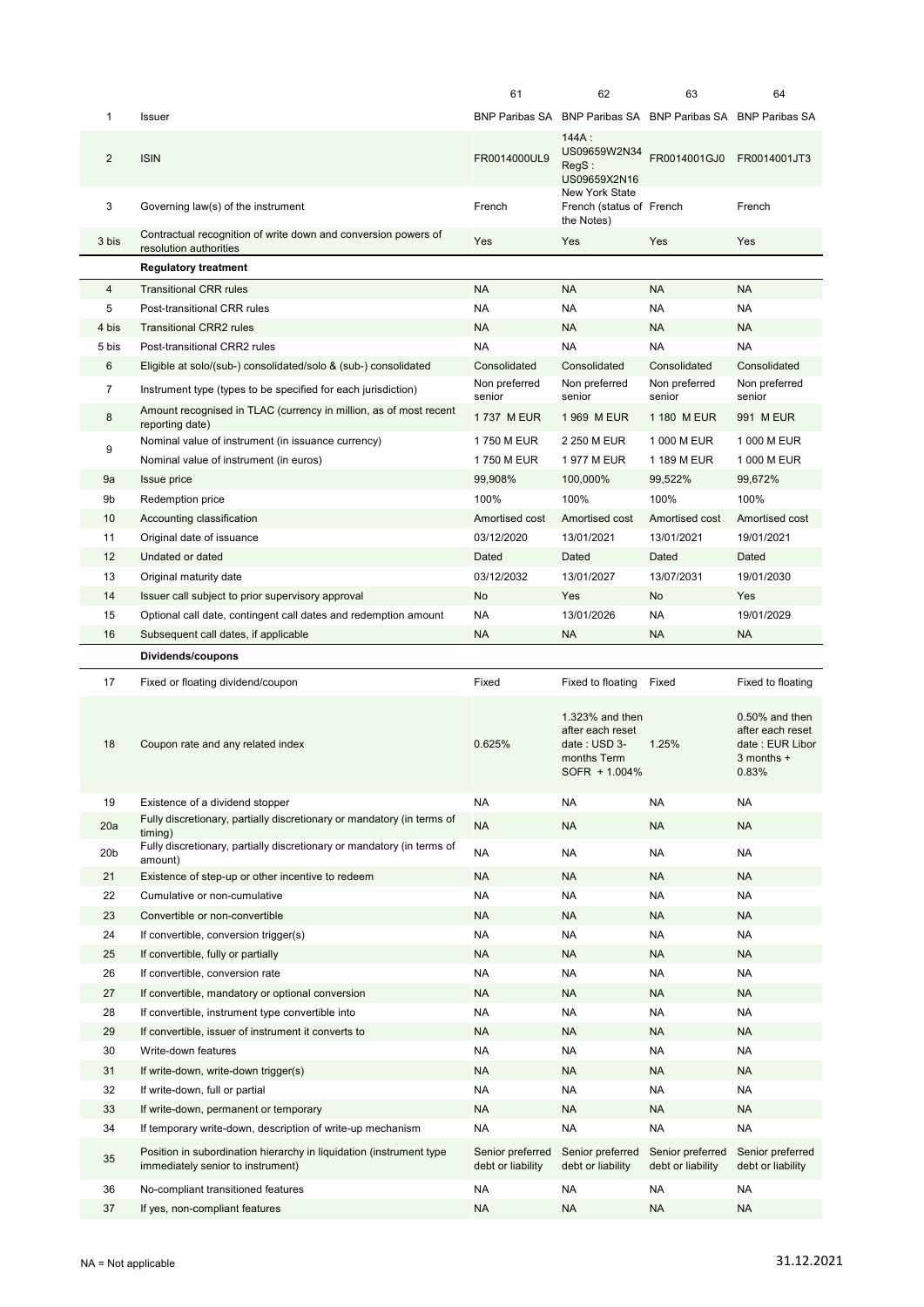| | | 61 | 62 | 63 | 64 |
|---|---|---|---|---|---|
| 1 | Issuer | BNP Paribas SA | BNP Paribas SA | BNP Paribas SA | BNP Paribas SA |
| 2 | ISIN | FR0014000UL9 | 144A : US09659W2N34 RegS : US09659X2N16 | FR0014001GJ0 | FR0014001JT3 |
| 3 | Governing law(s) of the instrument | French | New York State French (status of the Notes) | French | French |
| 3 bis | Contractual recognition of write down and conversion powers of resolution authorities | Yes | Yes | Yes | Yes |
| | **Regulatory treatment** | | | | |
| 4 | Transitional CRR rules | NA | NA | NA | NA |
| 5 | Post-transitional CRR rules | NA | NA | NA | NA |
| 4 bis | Transitional CRR2 rules | NA | NA | NA | NA |
| 5 bis | Post-transitional CRR2 rules | NA | NA | NA | NA |
| 6 | Eligible at solo/(sub-) consolidated/solo & (sub-) consolidated | Consolidated | Consolidated | Consolidated | Consolidated |
| 7 | Instrument type (types to be specified for each jurisdiction) | Non preferred senior | Non preferred senior | Non preferred senior | Non preferred senior |
| 8 | Amount recognised in TLAC (currency in million, as of most recent reporting date) | 1 737 M EUR | 1 969 M EUR | 1 180 M EUR | 991 M EUR |
| 9 | Nominal value of instrument (in issuance currency) | 1 750 M EUR | 2 250 M EUR | 1 000 M EUR | 1 000 M EUR |
| | Nominal value of instrument (in euros) | 1 750 M EUR | 1 977 M EUR | 1 189 M EUR | 1 000 M EUR |
| 9a | Issue price | 99,908% | 100,000% | 99,522% | 99,672% |
| 9b | Redemption price | 100% | 100% | 100% | 100% |
| 10 | Accounting classification | Amortised cost | Amortised cost | Amortised cost | Amortised cost |
| 11 | Original date of issuance | 03/12/2020 | 13/01/2021 | 13/01/2021 | 19/01/2021 |
| 12 | Undated or dated | Dated | Dated | Dated | Dated |
| 13 | Original maturity date | 03/12/2032 | 13/01/2027 | 13/07/2031 | 19/01/2030 |
| 14 | Issuer call subject to prior supervisory approval | No | Yes | No | Yes |
| 15 | Optional call date, contingent call dates and redemption amount | NA | 13/01/2026 | NA | 19/01/2029 |
| 16 | Subsequent call dates, if applicable | NA | NA | NA | NA |
| | **Dividends/coupons** | | | | |
| 17 | Fixed or floating dividend/coupon | Fixed | Fixed to floating | Fixed | Fixed to floating |
| 18 | Coupon rate and any related index | 0.625% | 1.323% and then after each reset date : USD 3-months Term SOFR + 1.004% | 1.25% | 0.50% and then after each reset date : EUR Libor 3 months + 0.83% |
| 19 | Existence of a dividend stopper | NA | NA | NA | NA |
| 20a | Fully discretionary, partially discretionary or mandatory (in terms of timing) | NA | NA | NA | NA |
| 20b | Fully discretionary, partially discretionary or mandatory (in terms of amount) | NA | NA | NA | NA |
| 21 | Existence of step-up or other incentive to redeem | NA | NA | NA | NA |
| 22 | Cumulative or non-cumulative | NA | NA | NA | NA |
| 23 | Convertible or non-convertible | NA | NA | NA | NA |
| 24 | If convertible, conversion trigger(s) | NA | NA | NA | NA |
| 25 | If convertible, fully or partially | NA | NA | NA | NA |
| 26 | If convertible, conversion rate | NA | NA | NA | NA |
| 27 | If convertible, mandatory or optional conversion | NA | NA | NA | NA |
| 28 | If convertible, instrument type convertible into | NA | NA | NA | NA |
| 29 | If convertible, issuer of instrument it converts to | NA | NA | NA | NA |
| 30 | Write-down features | NA | NA | NA | NA |
| 31 | If write-down, write-down trigger(s) | NA | NA | NA | NA |
| 32 | If write-down, full or partial | NA | NA | NA | NA |
| 33 | If write-down, permanent or temporary | NA | NA | NA | NA |
| 34 | If temporary write-down, description of write-up mechanism | NA | NA | NA | NA |
| 35 | Position in subordination hierarchy in liquidation (instrument type immediately senior to instrument) | Senior preferred debt or liability | Senior preferred debt or liability | Senior preferred debt or liability | Senior preferred debt or liability |
| 36 | No-compliant transitioned features | NA | NA | NA | NA |
| 37 | If yes, non-compliant features | NA | NA | NA | NA |

NA = Not applicable

31.12.2021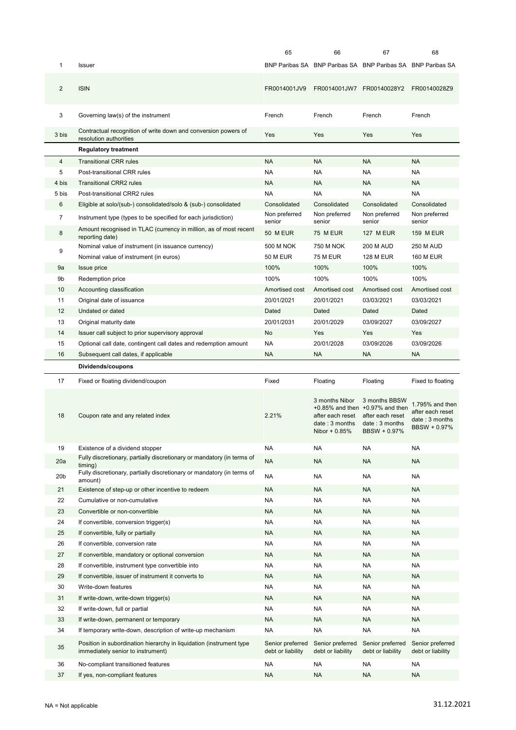| | | 65 | 66 | 67 | 68 |
|---|---|---|---|---|---|
| 1 | Issuer | BNP Paribas SA | BNP Paribas SA | BNP Paribas SA | BNP Paribas SA |
| 2 | ISIN | FR0014001JV9 | FR0014001JW7 | FR00140028Y2 | FR00140028Z9 |
| 3 | Governing law(s) of the instrument | French | French | French | French |
| 3 bis | Contractual recognition of write down and conversion powers of resolution authorities | Yes | Yes | Yes | Yes |
| | **Regulatory treatment** | | | | |
| 4 | Transitional CRR rules | NA | NA | NA | NA |
| 5 | Post-transitional CRR rules | NA | NA | NA | NA |
| 4 bis | Transitional CRR2 rules | NA | NA | NA | NA |
| 5 bis | Post-transitional CRR2 rules | NA | NA | NA | NA |
| 6 | Eligible at solo/(sub-) consolidated/solo & (sub-) consolidated | Consolidated | Consolidated | Consolidated | Consolidated |
| 7 | Instrument type (types to be specified for each jurisdiction) | Non preferred senior | Non preferred senior | Non preferred senior | Non preferred senior |
| 8 | Amount recognised in TLAC (currency in million, as of most recent reporting date) | 50 M EUR | 75 M EUR | 127 M EUR | 159 M EUR |
| 9 | Nominal value of instrument (issuance currency) | 500 M NOK | 750 M NOK | 200 M AUD | 250 M AUD |
| | Nominal value of instrument (in euros) | 50 M EUR | 75 M EUR | 128 M EUR | 160 M EUR |
| 9a | Issue price | 100% | 100% | 100% | 100% |
| 9b | Redemption price | 100% | 100% | 100% | 100% |
| 10 | Accounting classification | Amortised cost | Amortised cost | Amortised cost | Amortised cost |
| 11 | Original date of issuance | 20/01/2021 | 20/01/2021 | 03/03/2021 | 03/03/2021 |
| 12 | Undated or dated | Dated | Dated | Dated | Dated |
| 13 | Original maturity date | 20/01/2031 | 20/01/2029 | 03/09/2027 | 03/09/2027 |
| 14 | Issuer call subject to prior supervisory approval | No | Yes | Yes | Yes |
| 15 | Optional call date, contingent call dates and redemption amount | NA | 20/01/2028 | 03/09/2026 | 03/09/2026 |
| 16 | Subsequent call dates, if applicable | NA | NA | NA | NA |
| | **Dividends/coupons** | | | | |
| 17 | Fixed or floating dividend/coupon | Fixed | Floating | Floating | Fixed to floating |
| 18 | Coupon rate and any related index | 2.21% | 3 months Nibor +0.85% and then after each reset date : 3 months Nibor + 0.85% | 3 months BBSW +0.97% and then after each reset date : 3 months BBSW + 0.97% | 1.795% and then after each reset date : 3 months BBSW + 0.97% |
| 19 | Existence of a dividend stopper | NA | NA | NA | NA |
| 20a | Fully discretionary, partially discretionary or mandatory (in terms of timing) | NA | NA | NA | NA |
| 20b | Fully discretionary, partially discretionary or mandatory (in terms of amount) | NA | NA | NA | NA |
| 21 | Existence of step-up or other incentive to redeem | NA | NA | NA | NA |
| 22 | Cumulative or non-cumulative | NA | NA | NA | NA |
| 23 | Convertible or non-convertible | NA | NA | NA | NA |
| 24 | If convertible, conversion trigger(s) | NA | NA | NA | NA |
| 25 | If convertible, fully or partially | NA | NA | NA | NA |
| 26 | If convertible, conversion rate | NA | NA | NA | NA |
| 27 | If convertible, mandatory or optional conversion | NA | NA | NA | NA |
| 28 | If convertible, instrument type convertible into | NA | NA | NA | NA |
| 29 | If convertible, issuer of instrument it converts to | NA | NA | NA | NA |
| 30 | Write-down features | NA | NA | NA | NA |
| 31 | If write-down, write-down trigger(s) | NA | NA | NA | NA |
| 32 | If write-down, full or partial | NA | NA | NA | NA |
| 33 | If write-down, permanent or temporary | NA | NA | NA | NA |
| 34 | If temporary write-down, description of write-up mechanism | NA | NA | NA | NA |
| 35 | Position in subordination hierarchy in liquidation (instrument type immediately senior to instrument) | Senior preferred debt or liability | Senior preferred debt or liability | Senior preferred debt or liability | Senior preferred debt or liability |
| 36 | No-compliant transitioned features | NA | NA | NA | NA |
| 37 | If yes, non-compliant features | NA | NA | NA | NA |

NA = Not applicable

31.12.2021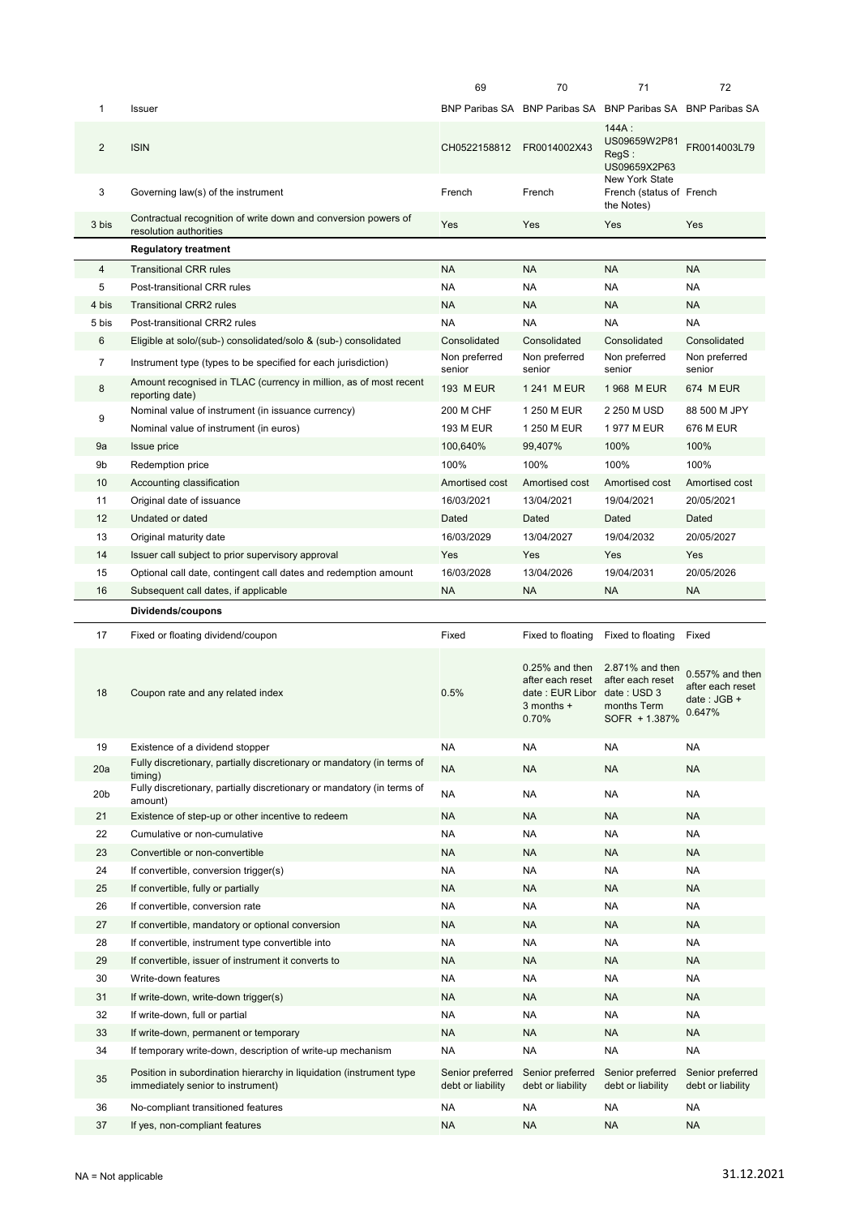| | | 69 | 70 | 71 | 72 |
|---|---|---|---|---|---|
| 1 | Issuer | BNP Paribas SA | BNP Paribas SA | BNP Paribas SA | BNP Paribas SA |
| 2 | ISIN | CH0522158812 | FR0014002X43 | 144A : US09659W2P81 RegS : US09659X2P63 | FR0014003L79 |
| 3 | Governing law(s) of the instrument | French | French | New York State French (status of the Notes) | French |
| 3 bis | Contractual recognition of write down and conversion powers of resolution authorities | Yes | Yes | Yes | Yes |
| | **Regulatory treatment** | | | | |
| 4 | Transitional CRR rules | NA | NA | NA | NA |
| 5 | Post-transitional CRR rules | NA | NA | NA | NA |
| 4 bis | Transitional CRR2 rules | NA | NA | NA | NA |
| 5 bis | Post-transitional CRR2 rules | NA | NA | NA | NA |
| 6 | Eligible at solo/(sub-) consolidated/solo & (sub-) consolidated | Consolidated | Consolidated | Consolidated | Consolidated |
| 7 | Instrument type (types to be specified for each jurisdiction) | Non preferred senior | Non preferred senior | Non preferred senior | Non preferred senior |
| 8 | Amount recognised in TLAC (currency in million, as of most recent reporting date) | 193 M EUR | 1 241 M EUR | 1 968 M EUR | 674 M EUR |
| 9 | Nominal value of instrument (in issuance currency) | 200 M CHF | 1 250 M EUR | 2 250 M USD | 88 500 M JPY |
| | Nominal value of instrument (in euros) | 193 M EUR | 1 250 M EUR | 1 977 M EUR | 676 M EUR |
| 9a | Issue price | 100,640% | 99,407% | 100% | 100% |
| 9b | Redemption price | 100% | 100% | 100% | 100% |
| 10 | Accounting classification | Amortised cost | Amortised cost | Amortised cost | Amortised cost |
| 11 | Original date of issuance | 16/03/2021 | 13/04/2021 | 19/04/2021 | 20/05/2021 |
| 12 | Undated or dated | Dated | Dated | Dated | Dated |
| 13 | Original maturity date | 16/03/2029 | 13/04/2027 | 19/04/2032 | 20/05/2027 |
| 14 | Issuer call subject to prior supervisory approval | Yes | Yes | Yes | Yes |
| 15 | Optional call date, contingent call dates and redemption amount | 16/03/2028 | 13/04/2026 | 19/04/2031 | 20/05/2026 |
| 16 | Subsequent call dates, if applicable | NA | NA | NA | NA |
| | **Dividends/coupons** | | | | |
| 17 | Fixed or floating dividend/coupon | Fixed | Fixed to floating | Fixed to floating | Fixed |
| 18 | Coupon rate and any related index | 0.5% | 0.25% and then after each reset date : EUR Libor 3 months + 0.70% | 2.871% and then after each reset date : USD 3 months Term SOFR + 1.387% | 0.557% and then after each reset date : JGB + 0.647% |
| 19 | Existence of a dividend stopper | NA | NA | NA | NA |
| 20a | Fully discretionary, partially discretionary or mandatory (in terms of timing) | NA | NA | NA | NA |
| 20b | Fully discretionary, partially discretionary or mandatory (in terms of amount) | NA | NA | NA | NA |
| 21 | Existence of step-up or other incentive to redeem | NA | NA | NA | NA |
| 22 | Cumulative or non-cumulative | NA | NA | NA | NA |
| 23 | Convertible or non-convertible | NA | NA | NA | NA |
| 24 | If convertible, conversion trigger(s) | NA | NA | NA | NA |
| 25 | If convertible, fully or partially | NA | NA | NA | NA |
| 26 | If convertible, conversion rate | NA | NA | NA | NA |
| 27 | If convertible, mandatory or optional conversion | NA | NA | NA | NA |
| 28 | If convertible, instrument type convertible into | NA | NA | NA | NA |
| 29 | If convertible, issuer of instrument it converts to | NA | NA | NA | NA |
| 30 | Write-down features | NA | NA | NA | NA |
| 31 | If write-down, write-down trigger(s) | NA | NA | NA | NA |
| 32 | If write-down, full or partial | NA | NA | NA | NA |
| 33 | If write-down, permanent or temporary | NA | NA | NA | NA |
| 34 | If temporary write-down, description of write-up mechanism | NA | NA | NA | NA |
| 35 | Position in subordination hierarchy in liquidation (instrument type immediately senior to instrument) | Senior preferred debt or liability | Senior preferred debt or liability | Senior preferred debt or liability | Senior preferred debt or liability |
| 36 | No-compliant transitioned features | NA | NA | NA | NA |
| 37 | If yes, non-compliant features | NA | NA | NA | NA |

NA = Not applicable

31.12.2021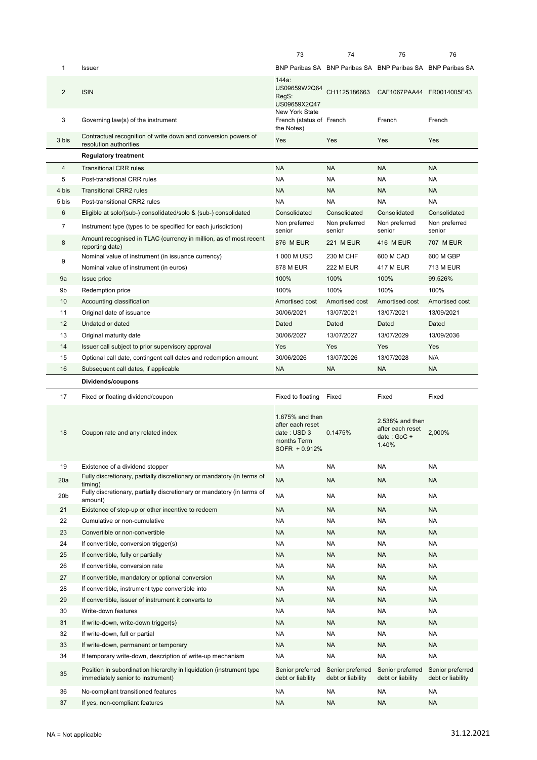| | | 73 | 74 | 75 | 76 |
|---|---|---|---|---|---|
| 1 | Issuer | BNP Paribas SA | BNP Paribas SA | BNP Paribas SA | BNP Paribas SA |
| 2 | ISIN | 144a: US09659W2Q64 RegS: US09659X2Q47 | CH1125186663 | CAF1067PAA44 | FR0014005E43 |
| 3 | Governing law(s) of the instrument | New York State French (status of the Notes) | French | French | French |
| 3 bis | Contractual recognition of write down and conversion powers of resolution authorities | Yes | Yes | Yes | Yes |
| | **Regulatory treatment** | | | | |
| 4 | Transitional CRR rules | NA | NA | NA | NA |
| 5 | Post-transitional CRR rules | NA | NA | NA | NA |
| 4 bis | Transitional CRR2 rules | NA | NA | NA | NA |
| 5 bis | Post-transitional CRR2 rules | NA | NA | NA | NA |
| 6 | Eligible at solo/(sub-) consolidated/solo & (sub-) consolidated | Consolidated | Consolidated | Consolidated | Consolidated |
| 7 | Instrument type (types to be specified for each jurisdiction) | Non preferred senior | Non preferred senior | Non preferred senior | Non preferred senior |
| 8 | Amount recognised in TLAC (currency in million, as of most recent reporting date) | 876 M EUR | 221 M EUR | 416 M EUR | 707 M EUR |
| 9 | Nominal value of instrument (in issuance currency) | 1 000 M USD | 230 M CHF | 600 M CAD | 600 M GBP |
| | Nominal value of instrument (in euros) | 878 M EUR | 222 M EUR | 417 M EUR | 713 M EUR |
| 9a | Issue price | 100% | 100% | 100% | 99,526% |
| 9b | Redemption price | 100% | 100% | 100% | 100% |
| 10 | Accounting classification | Amortised cost | Amortised cost | Amortised cost | Amortised cost |
| 11 | Original date of issuance | 30/06/2021 | 13/07/2021 | 13/07/2021 | 13/09/2021 |
| 12 | Undated or dated | Dated | Dated | Dated | Dated |
| 13 | Original maturity date | 30/06/2027 | 13/07/2027 | 13/07/2029 | 13/09/2036 |
| 14 | Issuer call subject to prior supervisory approval | Yes | Yes | Yes | Yes |
| 15 | Optional call date, contingent call dates and redemption amount | 30/06/2026 | 13/07/2026 | 13/07/2028 | N/A |
| 16 | Subsequent call dates, if applicable | NA | NA | NA | NA |
| | **Dividends/coupons** | | | | |
| 17 | Fixed or floating dividend/coupon | Fixed to floating | Fixed | Fixed | Fixed |
| 18 | Coupon rate and any related index | 1.675% and then after each reset date : USD 3 months Term SOFR + 0.912% | 0.1475% | 2.538% and then after each reset date : GoC + 1.40% | 2,000% |
| 19 | Existence of a dividend stopper | NA | NA | NA | NA |
| 20a | Fully discretionary, partially discretionary or mandatory (in terms of timing) | NA | NA | NA | NA |
| 20b | Fully discretionary, partially discretionary or mandatory (in terms of amount) | NA | NA | NA | NA |
| 21 | Existence of step-up or other incentive to redeem | NA | NA | NA | NA |
| 22 | Cumulative or non-cumulative | NA | NA | NA | NA |
| 23 | Convertible or non-convertible | NA | NA | NA | NA |
| 24 | If convertible, conversion trigger(s) | NA | NA | NA | NA |
| 25 | If convertible, fully or partially | NA | NA | NA | NA |
| 26 | If convertible, conversion rate | NA | NA | NA | NA |
| 27 | If convertible, mandatory or optional conversion | NA | NA | NA | NA |
| 28 | If convertible, instrument type convertible into | NA | NA | NA | NA |
| 29 | If convertible, issuer of instrument it converts to | NA | NA | NA | NA |
| 30 | Write-down features | NA | NA | NA | NA |
| 31 | If write-down, write-down trigger(s) | NA | NA | NA | NA |
| 32 | If write-down, full or partial | NA | NA | NA | NA |
| 33 | If write-down, permanent or temporary | NA | NA | NA | NA |
| 34 | If temporary write-down, description of write-up mechanism | NA | NA | NA | NA |
| 35 | Position in subordination hierarchy in liquidation (instrument type immediately senior to instrument) | Senior preferred debt or liability | Senior preferred debt or liability | Senior preferred debt or liability | Senior preferred debt or liability |
| 36 | No-compliant transitioned features | NA | NA | NA | NA |
| 37 | If yes, non-compliant features | NA | NA | NA | NA |

NA = Not applicable

31.12.2021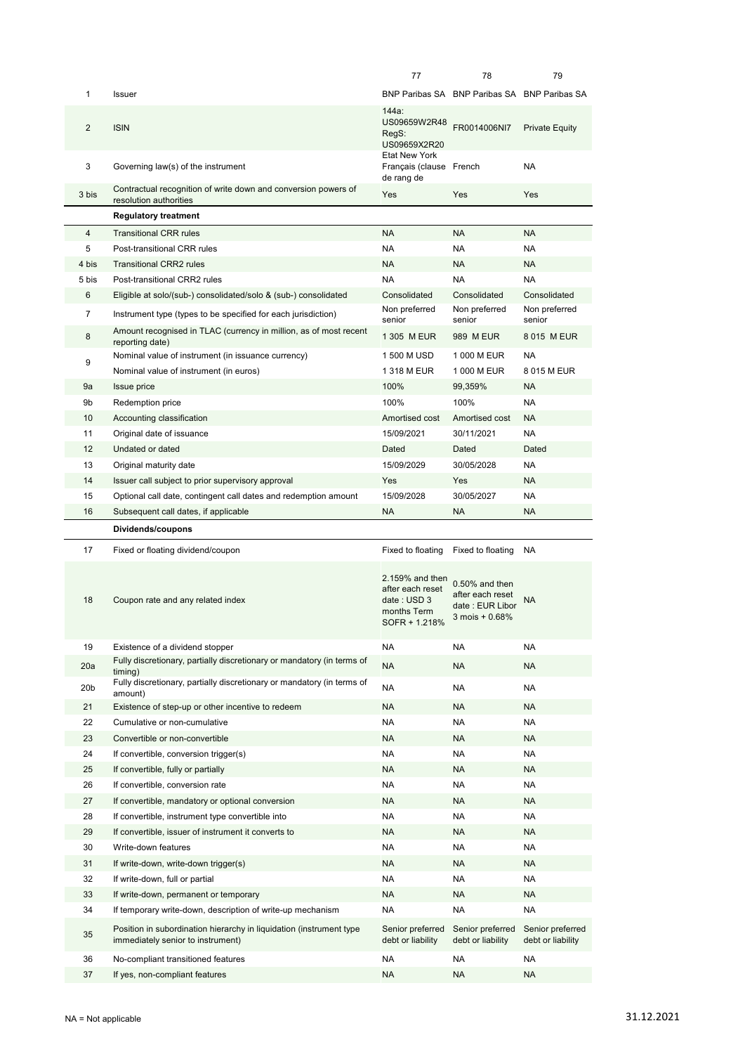| | | 77 | 78 | 79 |
|---|---|---|---|---|
| 1 | Issuer | BNP Paribas SA | BNP Paribas SA | BNP Paribas SA |
| 2 | ISIN | 144a: US09659W2R48 RegS: US09659X2R20 | FR0014006NI7 | Private Equity |
| 3 | Governing law(s) of the instrument | Etat New York Français (clause de rang de | French | NA |
| 3 bis | Contractual recognition of write down and conversion powers of resolution authorities | Yes | Yes | Yes |
| | **Regulatory treatment** | | | |
| 4 | Transitional CRR rules | NA | NA | NA |
| 5 | Post-transitional CRR rules | NA | NA | NA |
| 4 bis | Transitional CRR2 rules | NA | NA | NA |
| 5 bis | Post-transitional CRR2 rules | NA | NA | NA |
| 6 | Eligible at solo/(sub-) consolidated/solo & (sub-) consolidated | Consolidated | Consolidated | Consolidated |
| 7 | Instrument type (types to be specified for each jurisdiction) | Non preferred senior | Non preferred senior | Non preferred senior |
| 8 | Amount recognised in TLAC (currency in million, as of most recent reporting date) | 1 305 M EUR | 989 M EUR | 8 015 M EUR |
| 9 | Nominal value of instrument (in issuance currency) | 1 500 M USD | 1 000 M EUR | NA |
| | Nominal value of instrument (in euros) | 1 318 M EUR | 1 000 M EUR | 8 015 M EUR |
| 9a | Issue price | 100% | 99,359% | NA |
| 9b | Redemption price | 100% | 100% | NA |
| 10 | Accounting classification | Amortised cost | Amortised cost | NA |
| 11 | Original date of issuance | 15/09/2021 | 30/11/2021 | NA |
| 12 | Undated or dated | Dated | Dated | Dated |
| 13 | Original maturity date | 15/09/2029 | 30/05/2028 | NA |
| 14 | Issuer call subject to prior supervisory approval | Yes | Yes | NA |
| 15 | Optional call date, contingent call dates and redemption amount | 15/09/2028 | 30/05/2027 | NA |
| 16 | Subsequent call dates, if applicable | NA | NA | NA |
| | **Dividends/coupons** | | | |
| 17 | Fixed or floating dividend/coupon | Fixed to floating | Fixed to floating | NA |
| 18 | Coupon rate and any related index | 2.159% and then after each reset date : USD 3 months Term SOFR + 1.218% | 0.50% and then after each reset date : EUR Libor 3 mois + 0.68% | NA |
| 19 | Existence of a dividend stopper | NA | NA | NA |
| 20a | Fully discretionary, partially discretionary or mandatory (in terms of timing) | NA | NA | NA |
| 20b | Fully discretionary, partially discretionary or mandatory (in terms of amount) | NA | NA | NA |
| 21 | Existence of step-up or other incentive to redeem | NA | NA | NA |
| 22 | Cumulative or non-cumulative | NA | NA | NA |
| 23 | Convertible or non-convertible | NA | NA | NA |
| 24 | If convertible, conversion trigger(s) | NA | NA | NA |
| 25 | If convertible, fully or partially | NA | NA | NA |
| 26 | If convertible, conversion rate | NA | NA | NA |
| 27 | If convertible, mandatory or optional conversion | NA | NA | NA |
| 28 | If convertible, instrument type convertible into | NA | NA | NA |
| 29 | If convertible, issuer of instrument it converts to | NA | NA | NA |
| 30 | Write-down features | NA | NA | NA |
| 31 | If write-down, write-down trigger(s) | NA | NA | NA |
| 32 | If write-down, full or partial | NA | NA | NA |
| 33 | If write-down, permanent or temporary | NA | NA | NA |
| 34 | If temporary write-down, description of write-up mechanism | NA | NA | NA |
| 35 | Position in subordination hierarchy in liquidation (instrument type immediately senior to instrument) | Senior preferred debt or liability | Senior preferred debt or liability | Senior preferred debt or liability |
| 36 | No-compliant transitioned features | NA | NA | NA |
| 37 | If yes, non-compliant features | NA | NA | NA |

NA = Not applicable

31.12.2021